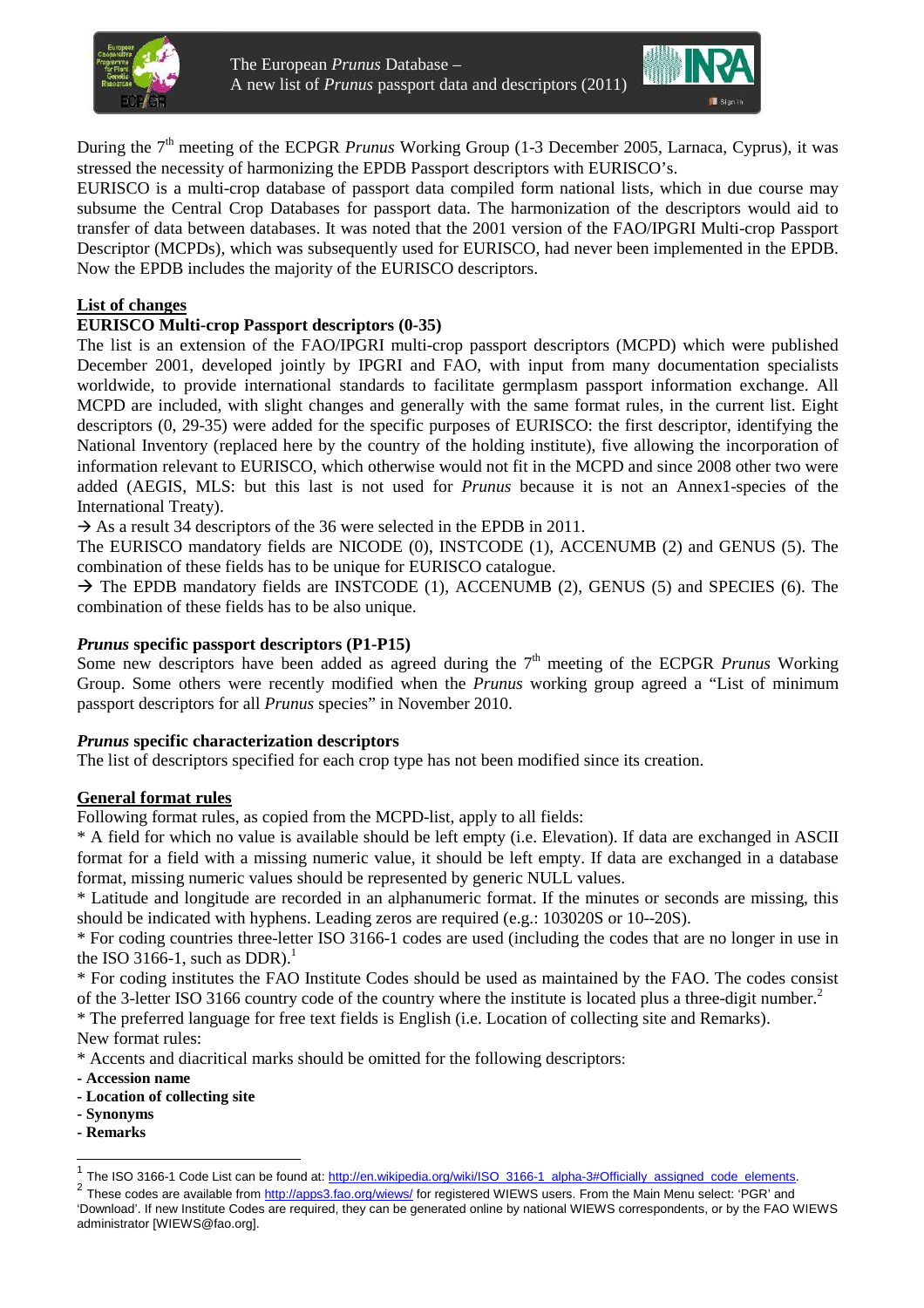During the 7th meeting of the ECPGR *Prunus* Working Group (1-3 December 2005, Larnaca, Cyprus), it was stressed the necessity of harmonizing the EPDB Passport descriptors with EURISCO's.
EURISCO is a multi-crop database of passport data compiled form national lists, which in due course may subsume the Central Crop Databases for passport data. The harmonization of the descriptors would aid to transfer of data between databases. It was noted that the 2001 version of the FAO/IPGRI Multi-crop Passport Descriptor (MCPDs), which was subsequently used for EURISCO, had never been implemented in the EPDB. Now the EPDB includes the majority of the EURISCO descriptors.

## List of changes

### EURISCO Multi-crop Passport descriptors (0-35)

The list is an extension of the FAO/IPGRI multi-crop passport descriptors (MCPD) which were published December 2001, developed jointly by IPGRI and FAO, with input from many documentation specialists worldwide, to provide international standards to facilitate germplasm passport information exchange. All MCPD are included, with slight changes and generally with the same format rules, in the current list. Eight descriptors (0, 29-35) were added for the specific purposes of EURISCO: the first descriptor, identifying the National Inventory (replaced here by the country of the holding institute), five allowing the incorporation of information relevant to EURISCO, which otherwise would not fit in the MCPD and since 2008 other two were added (AEGIS, MLS: but this last is not used for *Prunus* because it is not an Annex1-species of the International Treaty).
→ As a result 34 descriptors of the 36 were selected in the EPDB in 2011.
The EURISCO mandatory fields are NICODE (0), INSTCODE (1), ACCENUMB (2) and GENUS (5). The combination of these fields has to be unique for EURISCO catalogue.
→ The EPDB mandatory fields are INSTCODE (1), ACCENUMB (2), GENUS (5) and SPECIES (6). The combination of these fields has to be also unique.

### *Prunus* specific passport descriptors (P1-P15)

Some new descriptors have been added as agreed during the 7th meeting of the ECPGR *Prunus* Working Group. Some others were recently modified when the *Prunus* working group agreed a "List of minimum passport descriptors for all *Prunus* species" in November 2010.

### *Prunus* specific characterization descriptors

The list of descriptors specified for each crop type has not been modified since its creation.

## General format rules

Following format rules, as copied from the MCPD-list, apply to all fields:
* A field for which no value is available should be left empty (i.e. Elevation). If data are exchanged in ASCII format for a field with a missing numeric value, it should be left empty. If data are exchanged in a database format, missing numeric values should be represented by generic NULL values.
* Latitude and longitude are recorded in an alphanumeric format. If the minutes or seconds are missing, this should be indicated with hyphens. Leading zeros are required (e.g.: 103020S or 10--20S).
* For coding countries three-letter ISO 3166-1 codes are used (including the codes that are no longer in use in the ISO 3166-1, such as DDR).[1]
* For coding institutes the FAO Institute Codes should be used as maintained by the FAO. The codes consist of the 3-letter ISO 3166 country code of the country where the institute is located plus a three-digit number.[2]
* The preferred language for free text fields is English (i.e. Location of collecting site and Remarks).
New format rules:
* Accents and diacritical marks should be omitted for the following descriptors:
- **Accession name**
- **Location of collecting site**
- **Synonyms**
- **Remarks**

---

[1] The ISO 3166-1 Code List can be found at: http://en.wikipedia.org/wiki/ISO_3166-1_alpha-3#Officially_assigned_code_elements.
[2] These codes are available from http://apps3.fao.org/wiews/ for registered WIEWS users. From the Main Menu select: 'PGR' and 'Download'. If new Institute Codes are required, they can be generated online by national WIEWS correspondents, or by the FAO WIEWS administrator [WIEWS@fao.org].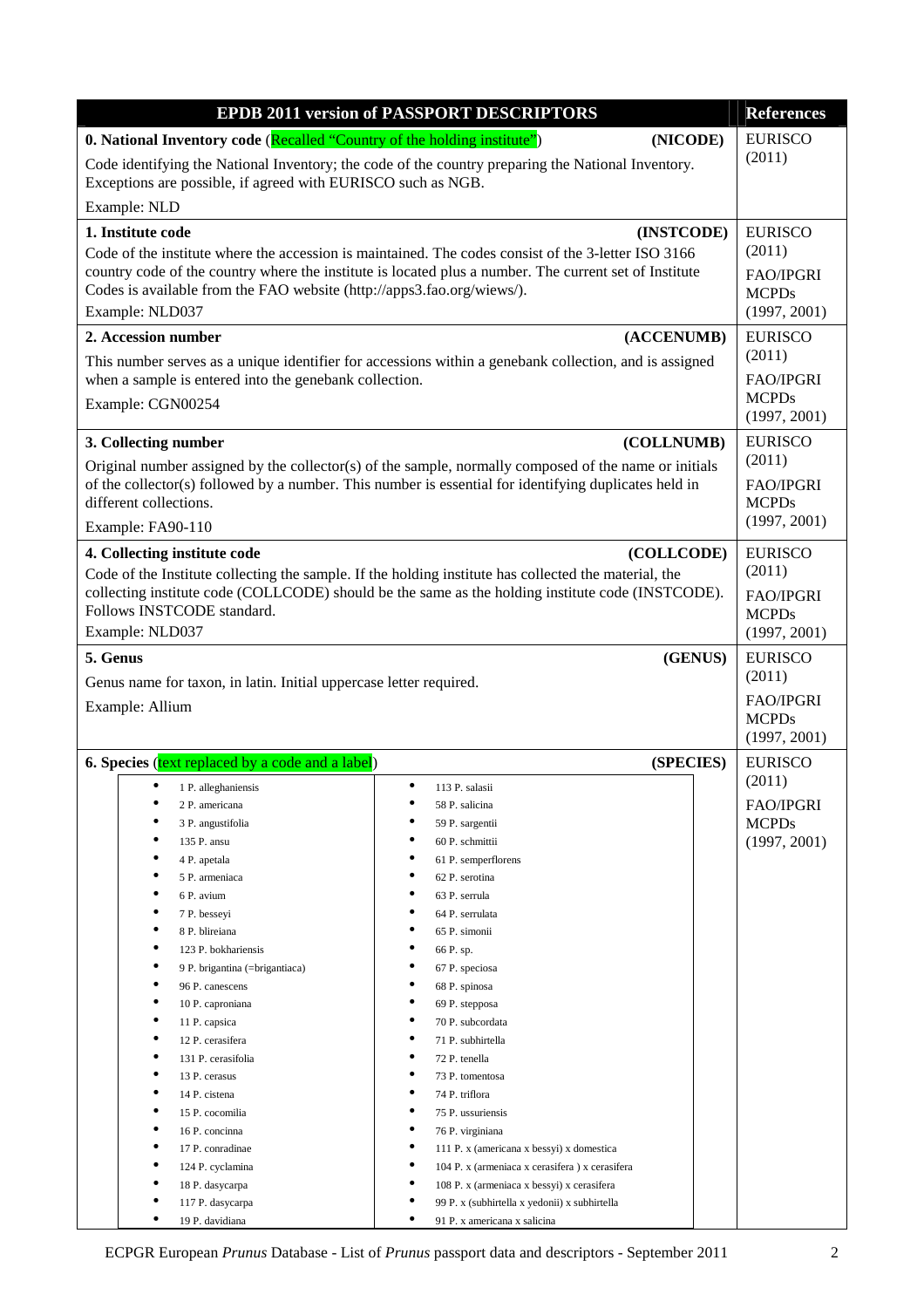| EPDB 2011 version of PASSPORT DESCRIPTORS | References |
|---|---|
| **0. National Inventory code** (Recalled "Country of the holding institute") **(NICODE)**<br>Code identifying the National Inventory; the code of the country preparing the National Inventory. Exceptions are possible, if agreed with EURISCO such as NGB.<br>Example: NLD | EURISCO (2011) |
| **1. Institute code** **(INSTCODE)**<br>Code of the institute where the accession is maintained. The codes consist of the 3-letter ISO 3166 country code of the country where the institute is located plus a number. The current set of Institute Codes is available from the FAO website (http://apps3.fao.org/wiews/).<br>Example: NLD037 | EURISCO (2011)<br>FAO/IPGRI MCPDs (1997, 2001) |
| **2. Accession number** **(ACCENUMB)**<br>This number serves as a unique identifier for accessions within a genebank collection, and is assigned when a sample is entered into the genebank collection.<br>Example: CGN00254 | EURISCO (2011)<br>FAO/IPGRI MCPDs (1997, 2001) |
| **3. Collecting number** **(COLLNUMB)**<br>Original number assigned by the collector(s) of the sample, normally composed of the name or initials of the collector(s) followed by a number. This number is essential for identifying duplicates held in different collections.<br>Example: FA90-110 | EURISCO (2011)<br>FAO/IPGRI MCPDs (1997, 2001) |
| **4. Collecting institute code** **(COLLCODE)**<br>Code of the Institute collecting the sample. If the holding institute has collected the material, the collecting institute code (COLLCODE) should be the same as the holding institute code (INSTCODE). Follows INSTCODE standard.<br>Example: NLD037 | EURISCO (2011)<br>FAO/IPGRI MCPDs (1997, 2001) |
| **5. Genus** **(GENUS)**<br>Genus name for taxon, in latin. Initial uppercase letter required.<br>Example: Allium | EURISCO (2011)<br>FAO/IPGRI MCPDs (1997, 2001) |
| **6. Species** (text replaced by a code and a label) **(SPECIES)** | EURISCO (2011)<br>FAO/IPGRI MCPDs (1997, 2001) |

- 1 P. alleghaniensis
- 2 P. americana
- 3 P. angustifolia
- 135 P. ansu
- 4 P. apetala
- 5 P. armeniaca
- 6 P. avium
- 7 P. besseyi
- 8 P. blireiana
- 123 P. bokhariensis
- 9 P. brigantina (=brigantiaca)
- 96 P. canescens
- 10 P. caproniana
- 11 P. capsica
- 12 P. cerasifera
- 131 P. cerasifolia
- 13 P. cerasus
- 14 P. cistena
- 15 P. cocomilia
- 16 P. concinna
- 17 P. conradinae
- 124 P. cyclamina
- 18 P. dasycarpa
- 117 P. dasycarpa
- 19 P. davidiana
- 113 P. salasii
- 58 P. salicina
- 59 P. sargentii
- 60 P. schmittii
- 61 P. semperflorens
- 62 P. serotina
- 63 P. serrula
- 64 P. serrulata
- 65 P. simonii
- 66 P. sp.
- 67 P. speciosa
- 68 P. spinosa
- 69 P. stepposa
- 70 P. subcordata
- 71 P. subhirtella
- 72 P. tenella
- 73 P. tomentosa
- 74 P. triflora
- 75 P. ussuriensis
- 76 P. virginiana
- 111 P. x (americana x bessyi) x domestica
- 104 P. x (armeniaca x cerasifera ) x cerasifera
- 108 P. x (armeniaca x bessyi) x cerasifera
- 99 P. x (subhirtella x yedonii) x subhirtella
- 91 P. x americana x salicina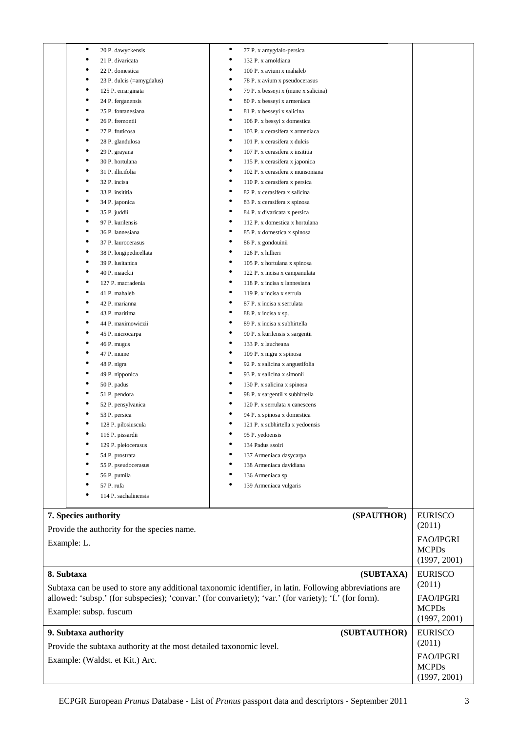- 20 P. dawyckensis
- 21 P. divaricata
- 22 P. domestica
- 23 P. dulcis (=amygdalus)
- 125 P. emarginata
- 24 P. ferganensis
- 25 P. fontanesiana
- 26 P. fremontii
- 27 P. fruticosa
- 28 P. glandulosa
- 29 P. grayana
- 30 P. hortulana
- 31 P. illicifolia
- 32 P. incisa
- 33 P. insititia
- 34 P. japonica
- 35 P. juddii
- 97 P. kurilensis
- 36 P. lannesiana
- 37 P. laurocerasus
- 38 P. longipedicellata
- 39 P. lusitanica
- 40 P. maackii
- 127 P. macradenia
- 41 P. mahaleb
- 42 P. marianna
- 43 P. maritima
- 44 P. maximowiczii
- 45 P. microcarpa
- 46 P. mugus
- 47 P. mume
- 48 P. nigra
- 49 P. nipponica
- 50 P. padus
- 51 P. pendora
- 52 P. pensylvanica
- 53 P. persica
- 128 P. pilosiuscula
- 116 P. pissardii
- 129 P. pleiocerasus
- 54 P. prostrata
- 55 P. pseudocerasus
- 56 P. pumila
- 57 P. rufa
- 114 P. sachalinensis
- 77 P. x amygdalo-persica
- 132 P. x arnoldiana
- 100 P. x avium x mahaleb
- 78 P. x avium x pseudocerasus
- 79 P. x besseyi x (mune x salicina)
- 80 P. x besseyi x armeniaca
- 81 P. x besseyi x salicina
- 106 P. x bessyi x domestica
- 103 P. x cerasifera x armeniaca
- 101 P. x cerasifera x dulcis
- 107 P. x cerasifera x insititia
- 115 P. x cerasifera x japonica
- 102 P. x cerasifera x munsoniana
- 110 P. x cerasifera x persica
- 82 P. x cerasifera x salicina
- 83 P. x cerasifera x spinosa
- 84 P. x divaricata x persica
- 112 P. x domestica x hortulana
- 85 P. x domestica x spinosa
- 86 P. x gondouinii
- 126 P. x hillieri
- 105 P. x hortulana x spinosa
- 122 P. x incisa x campanulata
- 118 P. x incisa x lannesiana
- 119 P. x incisa x serrula
- 87 P. x incisa x serrulata
- 88 P. x incisa x sp.
- 89 P. x incisa x subhirtella
- 90 P. x kurilensis x sargentii
- 133 P. x laucheana
- 109 P. x nigra x spinosa
- 92 P. x salicina x angustifolia
- 93 P. x salicina x simonii
- 130 P. x salicina x spinosa
- 98 P. x sargentii x subhirtella
- 120 P. x serrulata x canescens
- 94 P. x spinosa x domestica
- 121 P. x subhirtella x yedoensis
- 95 P. yedoensis
- 134 Padus ssoiri
- 137 Armeniaca dasycarpa
- 138 Armeniaca davidiana
- 136 Armeniaca sp.
- 139 Armeniaca vulgaris

| | |
|---|---|
| **7. Species authority** **(SPAUTHOR)**<br>Provide the authority for the species name.<br>Example: L. | EURISCO (2011)<br>FAO/IPGRI MCPDs (1997, 2001) |
| **8. Subtaxa** **(SUBTAXA)**<br>Subtaxa can be used to store any additional taxonomic identifier, in latin. Following abbreviations are allowed: 'subsp.' (for subspecies); 'convar.' (for convariety); 'var.' (for variety); 'f.' (for form).<br>Example: subsp. fuscum | EURISCO (2011)<br>FAO/IPGRI MCPDs (1997, 2001) |
| **9. Subtaxa authority** **(SUBTAUTHOR)**<br>Provide the subtaxa authority at the most detailed taxonomic level.<br>Example: (Waldst. et Kit.) Arc. | EURISCO (2011)<br>FAO/IPGRI MCPDs (1997, 2001) |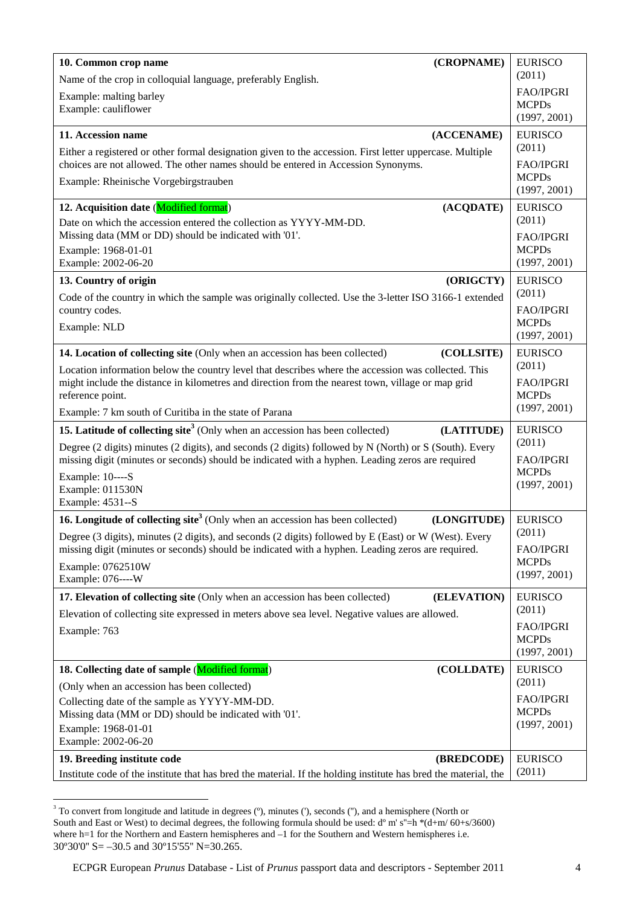| | |
|---|---|
| **10. Common crop name** **(CROPNAME)**<br>Name of the crop in colloquial language, preferably English.<br>Example: malting barley<br>Example: cauliflower | EURISCO (2011)<br>FAO/IPGRI MCPDs (1997, 2001) |
| **11. Accession name** **(ACCENAME)**<br>Either a registered or other formal designation given to the accession. First letter uppercase. Multiple choices are not allowed. The other names should be entered in Accession Synonyms.<br>Example: Rheinische Vorgebirgstrauben | EURISCO (2011)<br>FAO/IPGRI MCPDs (1997, 2001) |
| **12. Acquisition date** (Modified format) **(ACQDATE)**<br>Date on which the accession entered the collection as YYYY-MM-DD.<br>Missing data (MM or DD) should be indicated with '01'.<br>Example: 1968-01-01<br>Example: 2002-06-20 | EURISCO (2011)<br>FAO/IPGRI MCPDs (1997, 2001) |
| **13. Country of origin** **(ORIGCTY)**<br>Code of the country in which the sample was originally collected. Use the 3-letter ISO 3166-1 extended country codes.<br>Example: NLD | EURISCO (2011)<br>FAO/IPGRI MCPDs (1997, 2001) |
| **14. Location of collecting site** (Only when an accession has been collected) **(COLLSITE)**<br>Location information below the country level that describes where the accession was collected. This might include the distance in kilometres and direction from the nearest town, village or map grid reference point.<br>Example: 7 km south of Curitiba in the state of Parana | EURISCO (2011)<br>FAO/IPGRI MCPDs (1997, 2001) |
| **15. Latitude of collecting site**[3] (Only when an accession has been collected) **(LATITUDE)**<br>Degree (2 digits) minutes (2 digits), and seconds (2 digits) followed by N (North) or S (South). Every missing digit (minutes or seconds) should be indicated with a hyphen. Leading zeros are required<br>Example: 10----S<br>Example: 011530N<br>Example: 4531--S | EURISCO (2011)<br>FAO/IPGRI MCPDs (1997, 2001) |
| **16. Longitude of collecting site**[3] (Only when an accession has been collected) **(LONGITUDE)**<br>Degree (3 digits), minutes (2 digits), and seconds (2 digits) followed by E (East) or W (West). Every missing digit (minutes or seconds) should be indicated with a hyphen. Leading zeros are required.<br>Example: 0762510W<br>Example: 076----W | EURISCO (2011)<br>FAO/IPGRI MCPDs (1997, 2001) |
| **17. Elevation of collecting site** (Only when an accession has been collected) **(ELEVATION)**<br>Elevation of collecting site expressed in meters above sea level. Negative values are allowed.<br>Example: 763 | EURISCO (2011)<br>FAO/IPGRI MCPDs (1997, 2001) |
| **18. Collecting date of sample** (Modified format) **(COLLDATE)**<br>(Only when an accession has been collected)<br>Collecting date of the sample as YYYY-MM-DD.<br>Missing data (MM or DD) should be indicated with '01'.<br>Example: 1968-01-01<br>Example: 2002-06-20 | EURISCO (2011)<br>FAO/IPGRI MCPDs (1997, 2001) |
| **19. Breeding institute code** **(BREDCODE)**<br>Institute code of the institute that has bred the material. If the holding institute has bred the material, the | EURISCO (2011) |

[3] To convert from longitude and latitude in degrees (º), minutes ('), seconds ("), and a hemisphere (North or South and East or West) to decimal degrees, the following formula should be used: dº m' s"=h \*(d+m/ 60+s/3600) where h=1 for the Northern and Eastern hemispheres and –1 for the Southern and Western hemispheres i.e. 30º30'0" S= –30.5 and 30º15'55" N=30.265.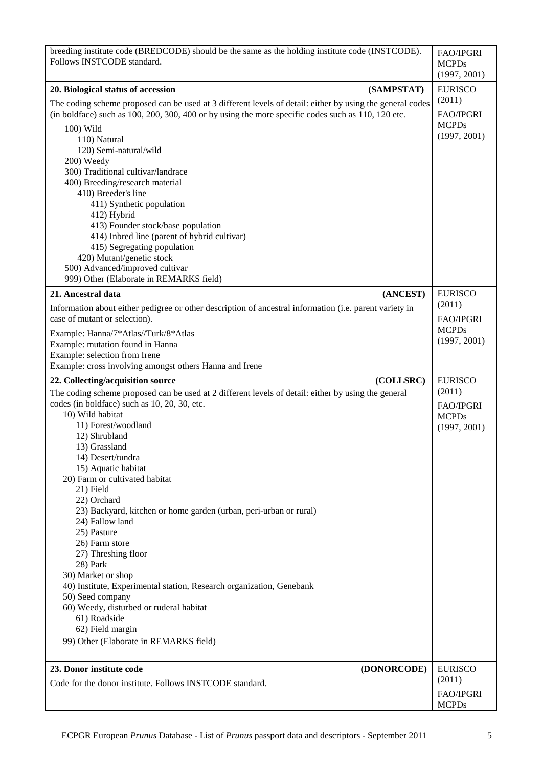| | |
|---|---|
| breeding institute code (BREDCODE) should be the same as the holding institute code (INSTCODE). Follows INSTCODE standard. | FAO/IPGRI MCPDs (1997, 2001) |
| **20. Biological status of accession** **(SAMPSTAT)**<br>The coding scheme proposed can be used at 3 different levels of detail: either by using the general codes (in boldface) such as 100, 200, 300, 400 or by using the more specific codes such as 110, 120 etc.<br>100) Wild<br>110) Natural<br>120) Semi-natural/wild<br>200) Weedy<br>300) Traditional cultivar/landrace<br>400) Breeding/research material<br>410) Breeder's line<br>411) Synthetic population<br>412) Hybrid<br>413) Founder stock/base population<br>414) Inbred line (parent of hybrid cultivar)<br>415) Segregating population<br>420) Mutant/genetic stock<br>500) Advanced/improved cultivar<br>999) Other (Elaborate in REMARKS field) | EURISCO (2011)<br>FAO/IPGRI MCPDs (1997, 2001) |
| **21. Ancestral data** **(ANCEST)**<br>Information about either pedigree or other description of ancestral information (i.e. parent variety in case of mutant or selection).<br>Example: Hanna/7*Atlas//Turk/8*Atlas<br>Example: mutation found in Hanna<br>Example: selection from Irene<br>Example: cross involving amongst others Hanna and Irene | EURISCO (2011)<br>FAO/IPGRI MCPDs (1997, 2001) |
| **22. Collecting/acquisition source** **(COLLSRC)**<br>The coding scheme proposed can be used at 2 different levels of detail: either by using the general codes (in boldface) such as 10, 20, 30, etc.<br>10) Wild habitat<br>11) Forest/woodland<br>12) Shrubland<br>13) Grassland<br>14) Desert/tundra<br>15) Aquatic habitat<br>20) Farm or cultivated habitat<br>21) Field<br>22) Orchard<br>23) Backyard, kitchen or home garden (urban, peri-urban or rural)<br>24) Fallow land<br>25) Pasture<br>26) Farm store<br>27) Threshing floor<br>28) Park<br>30) Market or shop<br>40) Institute, Experimental station, Research organization, Genebank<br>50) Seed company<br>60) Weedy, disturbed or ruderal habitat<br>61) Roadside<br>62) Field margin<br>99) Other (Elaborate in REMARKS field) | EURISCO (2011)<br>FAO/IPGRI MCPDs (1997, 2001) |
| **23. Donor institute code** **(DONORCODE)**<br>Code for the donor institute. Follows INSTCODE standard. | EURISCO (2011)<br>FAO/IPGRI MCPDs |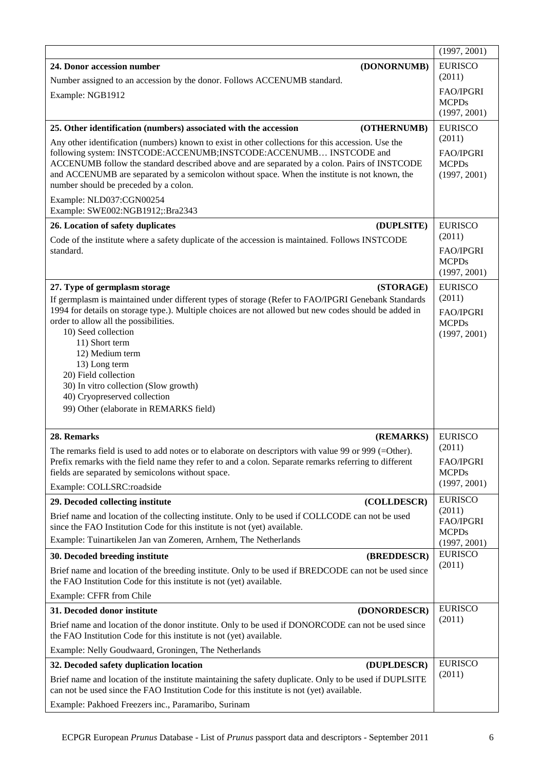| | |
|---|---|
| | (1997, 2001) |
| **24. Donor accession number** **(DONORNUMB)**<br>Number assigned to an accession by the donor. Follows ACCENUMB standard.<br>Example: NGB1912 | EURISCO (2011)<br>FAO/IPGRI MCPDs (1997, 2001) |
| **25. Other identification (numbers) associated with the accession** **(OTHERNUMB)**<br>Any other identification (numbers) known to exist in other collections for this accession. Use the following system: INSTCODE:ACCENUMB;INSTCODE:ACCENUMB… INSTCODE and ACCENUMB follow the standard described above and are separated by a colon. Pairs of INSTCODE and ACCENUMB are separated by a semicolon without space. When the institute is not known, the number should be preceded by a colon.<br>Example: NLD037:CGN00254<br>Example: SWE002:NGB1912;:Bra2343 | EURISCO (2011)<br>FAO/IPGRI MCPDs (1997, 2001) |
| **26. Location of safety duplicates** **(DUPLSITE)**<br>Code of the institute where a safety duplicate of the accession is maintained. Follows INSTCODE standard. | EURISCO (2011)<br>FAO/IPGRI MCPDs (1997, 2001) |
| **27. Type of germplasm storage** **(STORAGE)**<br>If germplasm is maintained under different types of storage (Refer to FAO/IPGRI Genebank Standards 1994 for details on storage type.). Multiple choices are not allowed but new codes should be added in order to allow all the possibilities.<br>10) Seed collection<br>11) Short term<br>12) Medium term<br>13) Long term<br>20) Field collection<br>30) In vitro collection (Slow growth)<br>40) Cryopreserved collection<br>99) Other (elaborate in REMARKS field) | EURISCO (2011)<br>FAO/IPGRI MCPDs (1997, 2001) |
| **28. Remarks** **(REMARKS)**<br>The remarks field is used to add notes or to elaborate on descriptors with value 99 or 999 (=Other). Prefix remarks with the field name they refer to and a colon. Separate remarks referring to different fields are separated by semicolons without space.<br>Example: COLLSRC:roadside | EURISCO (2011)<br>FAO/IPGRI MCPDs (1997, 2001) |
| **29. Decoded collecting institute** **(COLLDESCR)**<br>Brief name and location of the collecting institute. Only to be used if COLLCODE can not be used since the FAO Institution Code for this institute is not (yet) available.<br>Example: Tuinartikelen Jan van Zomeren, Arnhem, The Netherlands | EURISCO (2011)<br>FAO/IPGRI MCPDs (1997, 2001) |
| **30. Decoded breeding institute** **(BREDDESCR)**<br>Brief name and location of the breeding institute. Only to be used if BREDCODE can not be used since the FAO Institution Code for this institute is not (yet) available.<br>Example: CFFR from Chile | EURISCO (2011) |
| **31. Decoded donor institute** **(DONORDESCR)**<br>Brief name and location of the donor institute. Only to be used if DONORCODE can not be used since the FAO Institution Code for this institute is not (yet) available.<br>Example: Nelly Goudwaard, Groningen, The Netherlands | EURISCO (2011) |
| **32. Decoded safety duplication location** **(DUPLDESCR)**<br>Brief name and location of the institute maintaining the safety duplicate. Only to be used if DUPLSITE can not be used since the FAO Institution Code for this institute is not (yet) available.<br>Example: Pakhoed Freezers inc., Paramaribo, Surinam | EURISCO (2011) |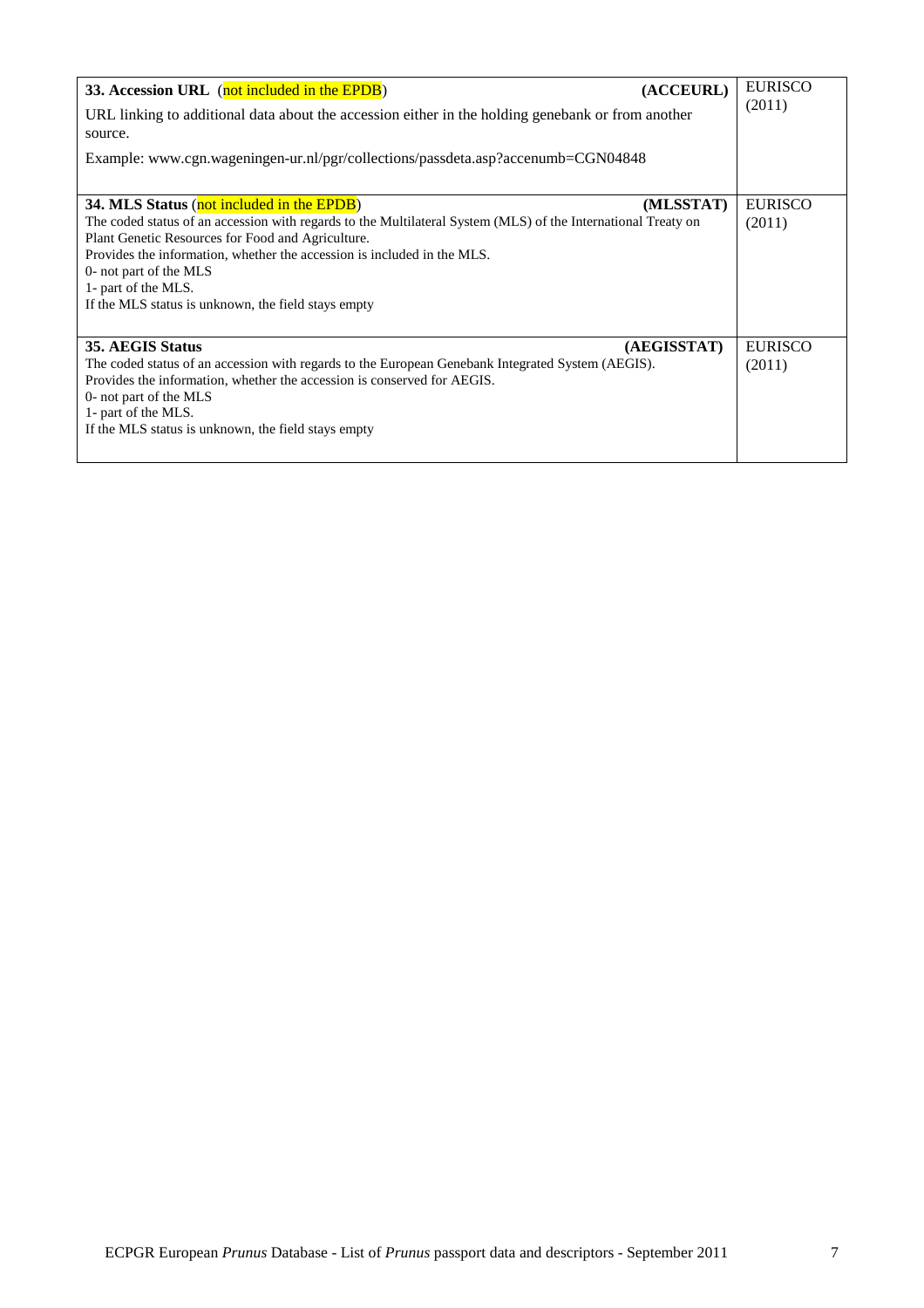| | |
|---|---|
| **33. Accession URL** (not included in the EPDB) **(ACCEURL)**<br><br>URL linking to additional data about the accession either in the holding genebank or from another source.<br><br>Example: www.cgn.wageningen-ur.nl/pgr/collections/passdeta.asp?accenumb=CGN04848 | EURISCO (2011) |
| **34. MLS Status** (not included in the EPDB) **(MLSSTAT)**<br>The coded status of an accession with regards to the Multilateral System (MLS) of the International Treaty on Plant Genetic Resources for Food and Agriculture.<br>Provides the information, whether the accession is included in the MLS.<br>0- not part of the MLS<br>1- part of the MLS.<br>If the MLS status is unknown, the field stays empty | EURISCO (2011) |
| **35. AEGIS Status** **(AEGISSTAT)**<br>The coded status of an accession with regards to the European Genebank Integrated System (AEGIS).<br>Provides the information, whether the accession is conserved for AEGIS.<br>0- not part of the MLS<br>1- part of the MLS.<br>If the MLS status is unknown, the field stays empty | EURISCO (2011) |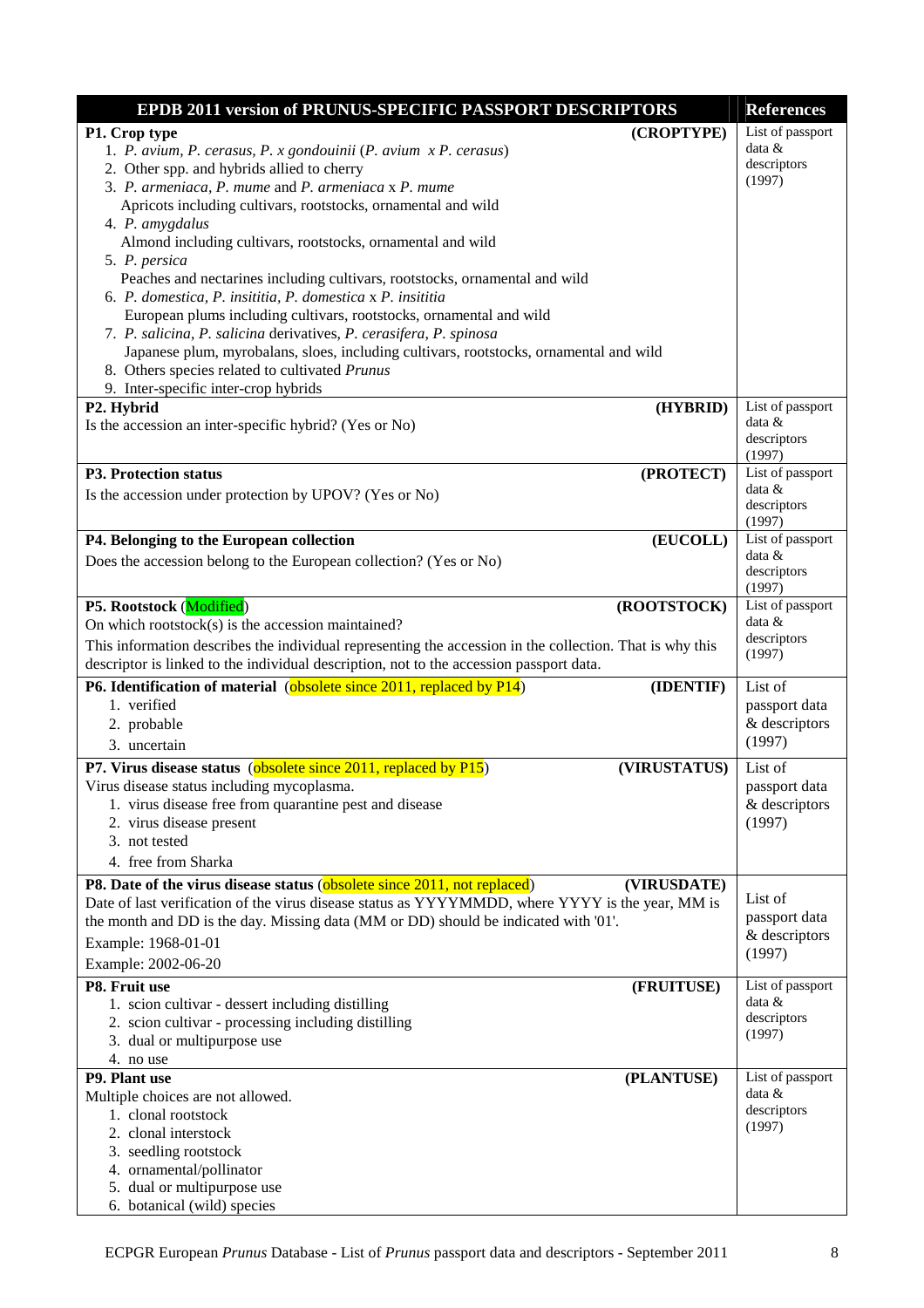| EPDB 2011 version of PRUNUS-SPECIFIC PASSPORT DESCRIPTORS | References |
|---|---|
| **P1. Crop type** **(CROPTYPE)**<br>1. *P. avium, P. cerasus, P. x gondouinii* (*P. avium x P. cerasus*)<br>2. Other spp. and hybrids allied to cherry<br>3. *P. armeniaca, P. mume* and *P. armeniaca* x *P. mume*<br>Apricots including cultivars, rootstocks, ornamental and wild<br>4. *P. amygdalus*<br>Almond including cultivars, rootstocks, ornamental and wild<br>5. *P. persica*<br>Peaches and nectarines including cultivars, rootstocks, ornamental and wild<br>6. *P. domestica, P. insititia, P. domestica* x *P. insititia*<br>European plums including cultivars, rootstocks, ornamental and wild<br>7. *P. salicina, P. salicina* derivatives, *P. cerasifera, P. spinosa*<br>Japanese plum, myrobalans, sloes, including cultivars, rootstocks, ornamental and wild<br>8. Others species related to cultivated *Prunus*<br>9. Inter-specific inter-crop hybrids | List of passport data & descriptors (1997) |
| **P2. Hybrid** **(HYBRID)**<br>Is the accession an inter-specific hybrid? (Yes or No) | List of passport data & descriptors (1997) |
| **P3. Protection status** **(PROTECT)**<br>Is the accession under protection by UPOV? (Yes or No) | List of passport data & descriptors (1997) |
| **P4. Belonging to the European collection** **(EUCOLL)**<br>Does the accession belong to the European collection? (Yes or No) | List of passport data & descriptors (1997) |
| **P5. Rootstock** (Modified) **(ROOTSTOCK)**<br>On which rootstock(s) is the accession maintained?<br>This information describes the individual representing the accession in the collection. That is why this descriptor is linked to the individual description, not to the accession passport data. | List of passport data & descriptors (1997) |
| **P6. Identification of material** (obsolete since 2011, replaced by P14) **(IDENTIF)**<br>1. verified<br>2. probable<br>3. uncertain | List of passport data & descriptors (1997) |
| **P7. Virus disease status** (obsolete since 2011, replaced by P15) **(VIRUSTATUS)**<br>Virus disease status including mycoplasma.<br>1. virus disease free from quarantine pest and disease<br>2. virus disease present<br>3. not tested<br>4. free from Sharka | List of passport data & descriptors (1997) |
| **P8. Date of the virus disease status** (obsolete since 2011, not replaced) **(VIRUSDATE)**<br>Date of last verification of the virus disease status as YYYYMMDD, where YYYY is the year, MM is the month and DD is the day. Missing data (MM or DD) should be indicated with '01'.<br>Example: 1968-01-01<br>Example: 2002-06-20 | List of passport data & descriptors (1997) |
| **P8. Fruit use** **(FRUITUSE)**<br>1. scion cultivar - dessert including distilling<br>2. scion cultivar - processing including distilling<br>3. dual or multipurpose use<br>4. no use | List of passport data & descriptors (1997) |
| **P9. Plant use** **(PLANTUSE)**<br>Multiple choices are not allowed.<br>1. clonal rootstock<br>2. clonal interstock<br>3. seedling rootstock<br>4. ornamental/pollinator<br>5. dual or multipurpose use<br>6. botanical (wild) species | List of passport data & descriptors (1997) |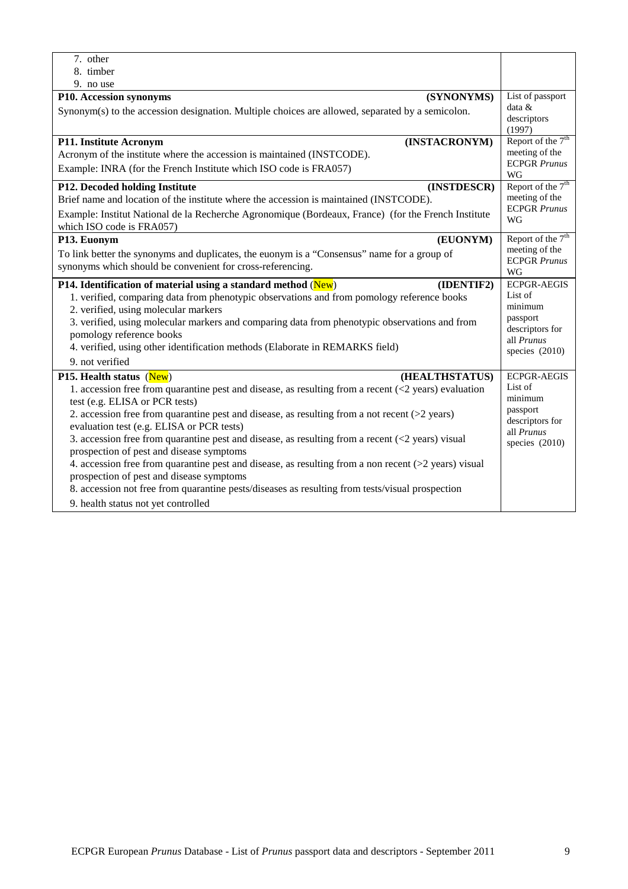| | |
|---|---|
| 7. other<br>8. timber<br>9. no use | |
| **P10. Accession synonyms** **(SYNONYMS)**<br>Synonym(s) to the accession designation. Multiple choices are allowed, separated by a semicolon. | List of passport data & descriptors (1997) |
| **P11. Institute Acronym** **(INSTACRONYM)**<br>Acronym of the institute where the accession is maintained (INSTCODE).<br>Example: INRA (for the French Institute which ISO code is FRA057) | Report of the 7th meeting of the ECPGR *Prunus* WG |
| **P12. Decoded holding Institute** **(INSTDESCR)**<br>Brief name and location of the institute where the accession is maintained (INSTCODE).<br>Example: Institut National de la Recherche Agronomique (Bordeaux, France) (for the French Institute which ISO code is FRA057) | Report of the 7th meeting of the ECPGR *Prunus* WG |
| **P13. Euonym** **(EUONYM)**<br>To link better the synonyms and duplicates, the euonym is a "Consensus" name for a group of synonyms which should be convenient for cross-referencing. | Report of the 7th meeting of the ECPGR *Prunus* WG |
| **P14. Identification of material using a standard method** (New) **(IDENTIF2)**<br>1. verified, comparing data from phenotypic observations and from pomology reference books<br>2. verified, using molecular markers<br>3. verified, using molecular markers and comparing data from phenotypic observations and from pomology reference books<br>4. verified, using other identification methods (Elaborate in REMARKS field)<br>9. not verified | ECPGR-AEGIS List of minimum passport descriptors for all *Prunus* species (2010) |
| **P15. Health status** (New) **(HEALTHSTATUS)**<br>1. accession free from quarantine pest and disease, as resulting from a recent (<2 years) evaluation test (e.g. ELISA or PCR tests)<br>2. accession free from quarantine pest and disease, as resulting from a not recent (>2 years) evaluation test (e.g. ELISA or PCR tests)<br>3. accession free from quarantine pest and disease, as resulting from a recent (<2 years) visual prospection of pest and disease symptoms<br>4. accession free from quarantine pest and disease, as resulting from a non recent (>2 years) visual prospection of pest and disease symptoms<br>8. accession not free from quarantine pests/diseases as resulting from tests/visual prospection<br>9. health status not yet controlled | ECPGR-AEGIS List of minimum passport descriptors for all *Prunus* species (2010) |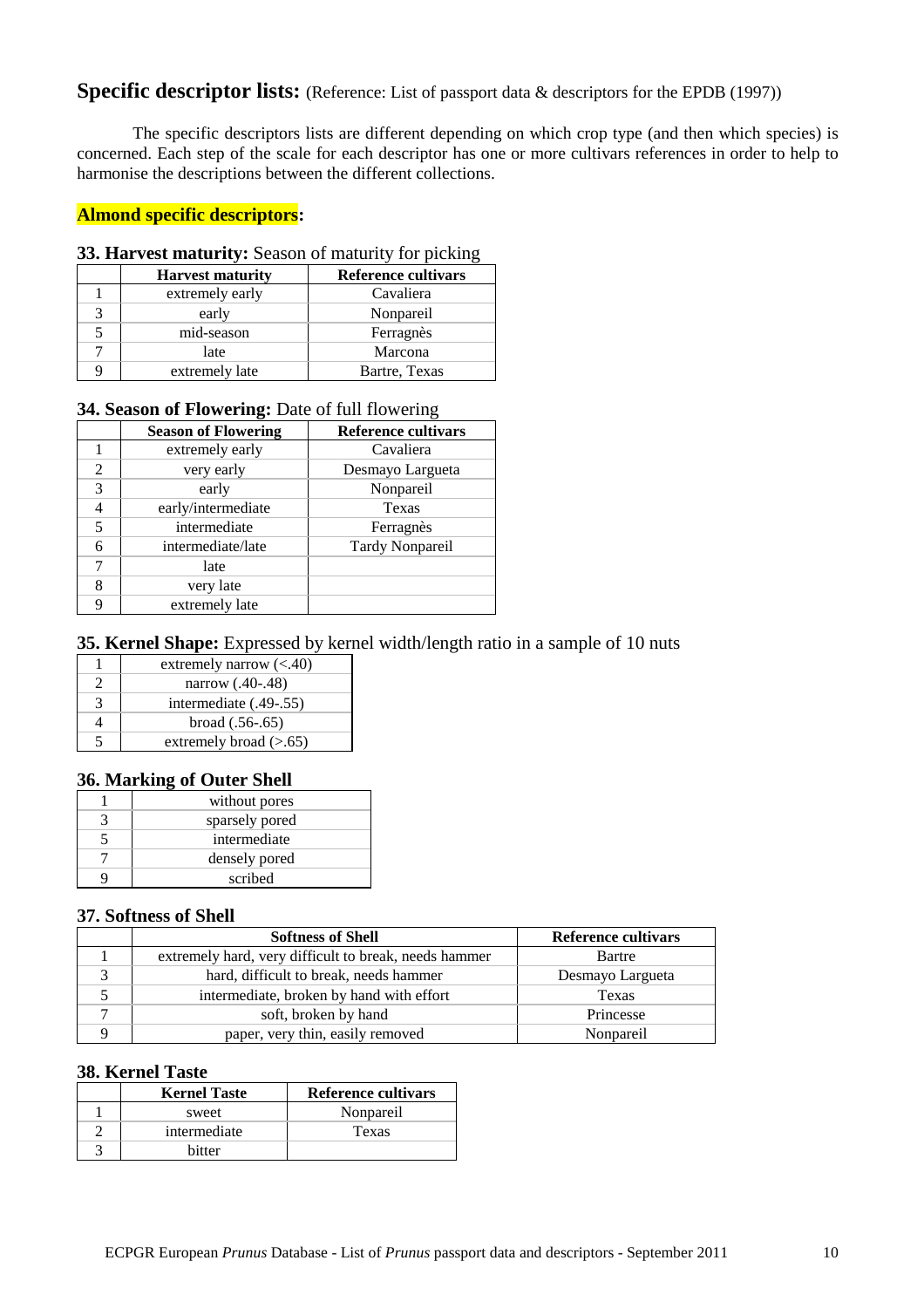## Specific descriptor lists: (Reference: List of passport data & descriptors for the EPDB (1997))

The specific descriptors lists are different depending on which crop type (and then which species) is concerned. Each step of the scale for each descriptor has one or more cultivars references in order to help to harmonise the descriptions between the different collections.

**Almond specific descriptors:**

**33. Harvest maturity:** Season of maturity for picking

| | Harvest maturity | Reference cultivars |
|---|---|---|
| 1 | extremely early | Cavaliera |
| 3 | early | Nonpareil |
| 5 | mid-season | Ferragnès |
| 7 | late | Marcona |
| 9 | extremely late | Bartre, Texas |

**34. Season of Flowering:** Date of full flowering

| | Season of Flowering | Reference cultivars |
|---|---|---|
| 1 | extremely early | Cavaliera |
| 2 | very early | Desmayo Largueta |
| 3 | early | Nonpareil |
| 4 | early/intermediate | Texas |
| 5 | intermediate | Ferragnès |
| 6 | intermediate/late | Tardy Nonpareil |
| 7 | late | |
| 8 | very late | |
| 9 | extremely late | |

**35. Kernel Shape:** Expressed by kernel width/length ratio in a sample of 10 nuts

| | |
|---|---|
| 1 | extremely narrow (<.40) |
| 2 | narrow (.40-.48) |
| 3 | intermediate (.49-.55) |
| 4 | broad (.56-.65) |
| 5 | extremely broad (>.65) |

**36. Marking of Outer Shell**

| | |
|---|---|
| 1 | without pores |
| 3 | sparsely pored |
| 5 | intermediate |
| 7 | densely pored |
| 9 | scribed |

**37. Softness of Shell**

| | Softness of Shell | Reference cultivars |
|---|---|---|
| 1 | extremely hard, very difficult to break, needs hammer | Bartre |
| 3 | hard, difficult to break, needs hammer | Desmayo Largueta |
| 5 | intermediate, broken by hand with effort | Texas |
| 7 | soft, broken by hand | Princesse |
| 9 | paper, very thin, easily removed | Nonpareil |

**38. Kernel Taste**

| | Kernel Taste | Reference cultivars |
|---|---|---|
| 1 | sweet | Nonpareil |
| 2 | intermediate | Texas |
| 3 | bitter | |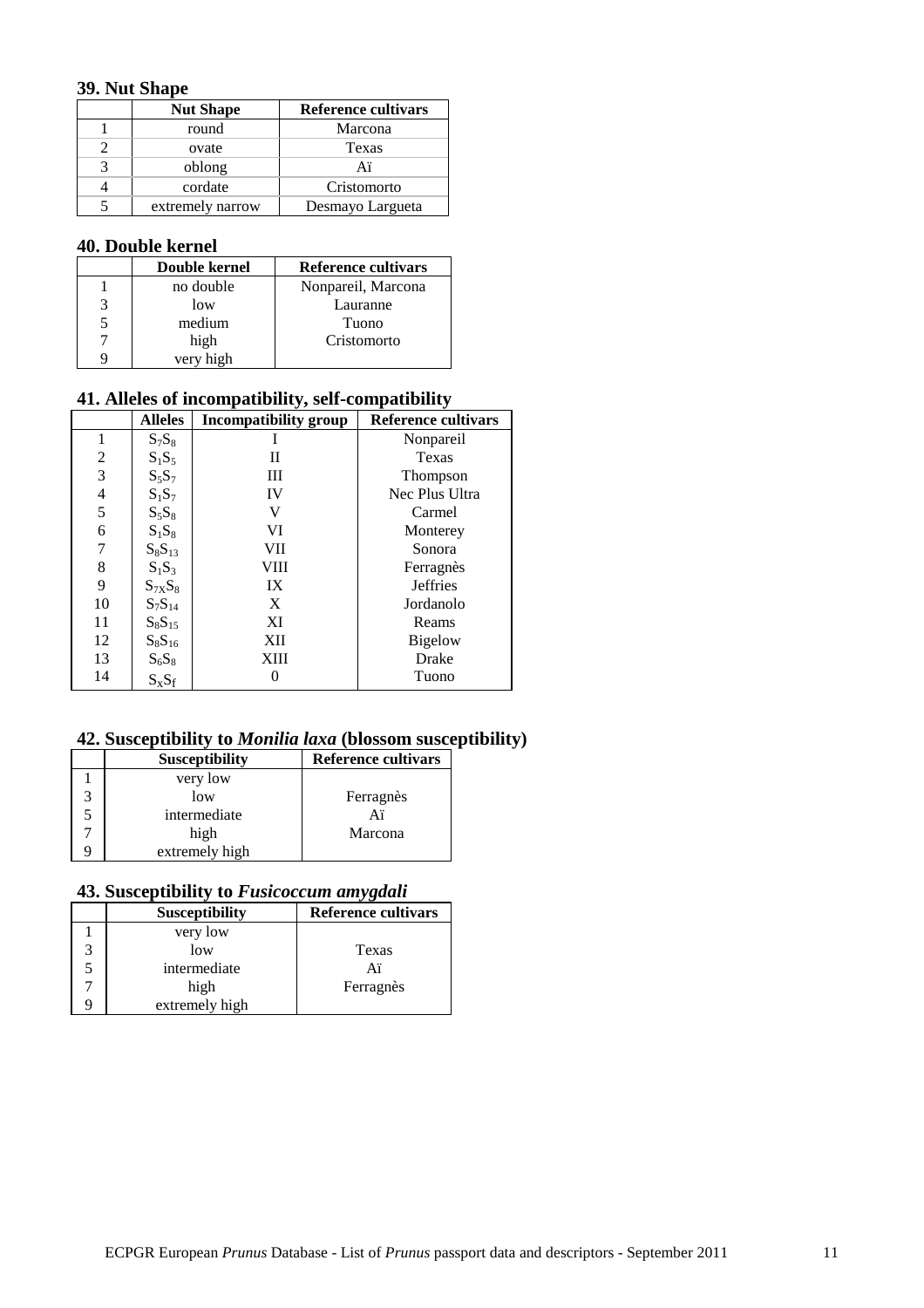### 39. Nut Shape

| | Nut Shape | Reference cultivars |
|---|---|---|
| 1 | round | Marcona |
| 2 | ovate | Texas |
| 3 | oblong | Aï |
| 4 | cordate | Cristomorto |
| 5 | extremely narrow | Desmayo Largueta |

### 40. Double kernel

| | Double kernel | Reference cultivars |
|---|---|---|
| 1 | no double | Nonpareil, Marcona |
| 3 | low | Lauranne |
| 5 | medium | Tuono |
| 7 | high | Cristomorto |
| 9 | very high | |

### 41. Alleles of incompatibility, self-compatibility

| | Alleles | Incompatibility group | Reference cultivars |
|---|---|---|---|
| 1 | $S_7S_8$ | I | Nonpareil |
| 2 | $S_1S_5$ | II | Texas |
| 3 | $S_5S_7$ | III | Thompson |
| 4 | $S_1S_7$ | IV | Nec Plus Ultra |
| 5 | $S_5S_8$ | V | Carmel |
| 6 | $S_1S_8$ | VI | Monterey |
| 7 | $S_8S_{13}$ | VII | Sonora |
| 8 | $S_1S_3$ | VIII | Ferragnès |
| 9 | $S_{7X}S_8$ | IX | Jeffries |
| 10 | $S_7S_{14}$ | X | Jordanolo |
| 11 | $S_8S_{15}$ | XI | Reams |
| 12 | $S_8S_{16}$ | XII | Bigelow |
| 13 | $S_6S_8$ | XIII | Drake |
| 14 | $S_xS_f$ | 0 | Tuono |

### 42. Susceptibility to *Monilia laxa* (blossom susceptibility)

| | Susceptibility | Reference cultivars |
|---|---|---|
| 1 | very low | |
| 3 | low | Ferragnès |
| 5 | intermediate | Aï |
| 7 | high | Marcona |
| 9 | extremely high | |

### 43. Susceptibility to *Fusicoccum amygdali*

| | Susceptibility | Reference cultivars |
|---|---|---|
| 1 | very low | |
| 3 | low | Texas |
| 5 | intermediate | Aï |
| 7 | high | Ferragnès |
| 9 | extremely high | |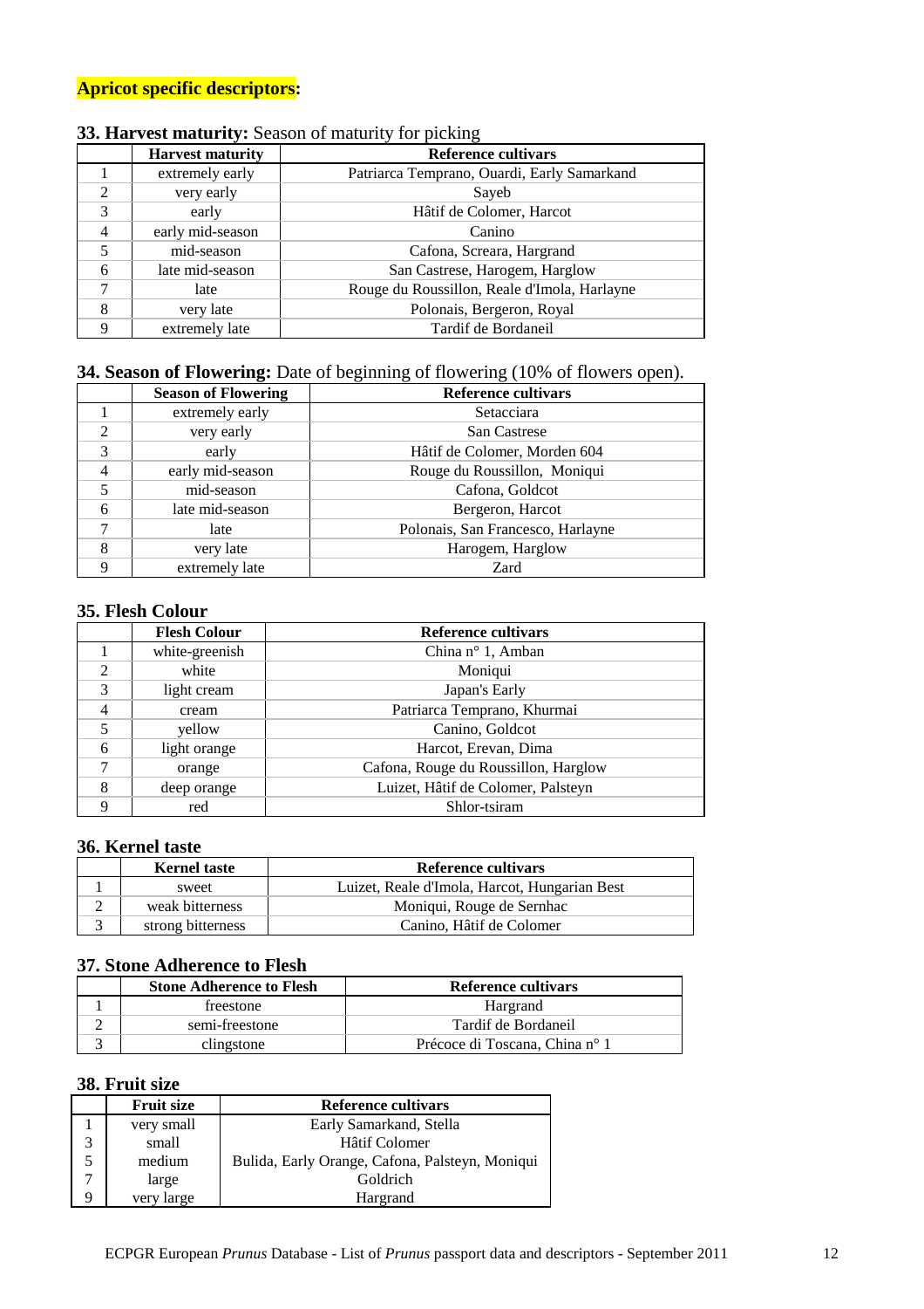**Apricot specific descriptors:**

**33. Harvest maturity:** Season of maturity for picking

| | Harvest maturity | Reference cultivars |
|---|---|---|
| 1 | extremely early | Patriarca Temprano, Ouardi, Early Samarkand |
| 2 | very early | Sayeb |
| 3 | early | Hâtif de Colomer, Harcot |
| 4 | early mid-season | Canino |
| 5 | mid-season | Cafona, Screara, Hargrand |
| 6 | late mid-season | San Castrese, Harogem, Harglow |
| 7 | late | Rouge du Roussillon, Reale d'Imola, Harlayne |
| 8 | very late | Polonais, Bergeron, Royal |
| 9 | extremely late | Tardif de Bordaneil |

**34. Season of Flowering:** Date of beginning of flowering (10% of flowers open).

| | Season of Flowering | Reference cultivars |
|---|---|---|
| 1 | extremely early | Setacciara |
| 2 | very early | San Castrese |
| 3 | early | Hâtif de Colomer, Morden 604 |
| 4 | early mid-season | Rouge du Roussillon, Moniqui |
| 5 | mid-season | Cafona, Goldcot |
| 6 | late mid-season | Bergeron, Harcot |
| 7 | late | Polonais, San Francesco, Harlayne |
| 8 | very late | Harogem, Harglow |
| 9 | extremely late | Zard |

**35. Flesh Colour**

| | Flesh Colour | Reference cultivars |
|---|---|---|
| 1 | white-greenish | China n° 1, Amban |
| 2 | white | Moniqui |
| 3 | light cream | Japan's Early |
| 4 | cream | Patriarca Temprano, Khurmai |
| 5 | yellow | Canino, Goldcot |
| 6 | light orange | Harcot, Erevan, Dima |
| 7 | orange | Cafona, Rouge du Roussillon, Harglow |
| 8 | deep orange | Luizet, Hâtif de Colomer, Palsteyn |
| 9 | red | Shlor-tsiram |

**36. Kernel taste**

| | Kernel taste | Reference cultivars |
|---|---|---|
| 1 | sweet | Luizet, Reale d'Imola, Harcot, Hungarian Best |
| 2 | weak bitterness | Moniqui, Rouge de Sernhac |
| 3 | strong bitterness | Canino, Hâtif de Colomer |

**37. Stone Adherence to Flesh**

| | Stone Adherence to Flesh | Reference cultivars |
|---|---|---|
| 1 | freestone | Hargrand |
| 2 | semi-freestone | Tardif de Bordaneil |
| 3 | clingstone | Précoce di Toscana, China n° 1 |

**38. Fruit size**

| | Fruit size | Reference cultivars |
|---|---|---|
| 1 | very small | Early Samarkand, Stella |
| 3 | small | Hâtif Colomer |
| 5 | medium | Bulida, Early Orange, Cafona, Palsteyn, Moniqui |
| 7 | large | Goldrich |
| 9 | very large | Hargrand |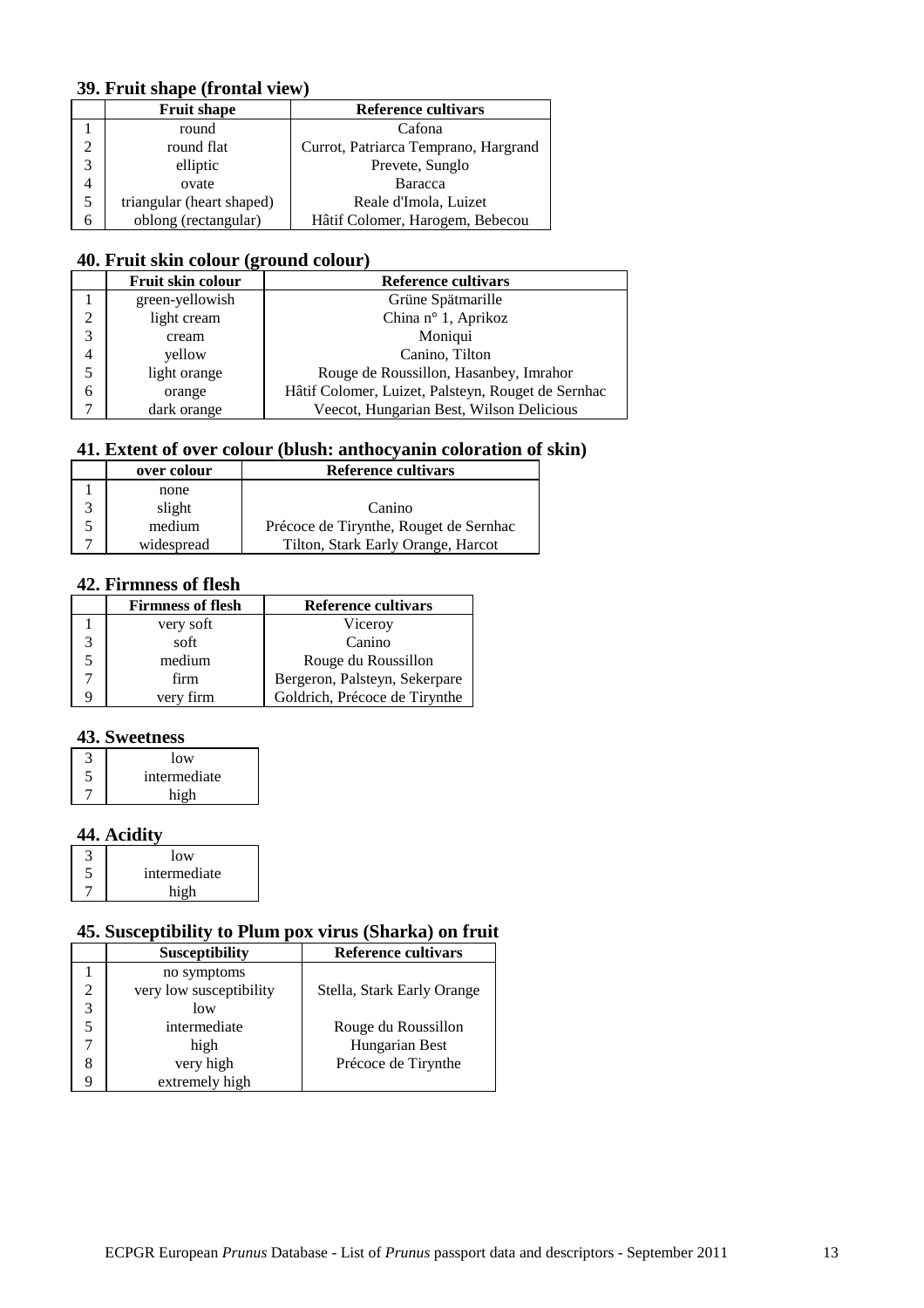### 39. Fruit shape (frontal view)

| | Fruit shape | Reference cultivars |
|---|---|---|
| 1 | round | Cafona |
| 2 | round flat | Currot, Patriarca Temprano, Hargrand |
| 3 | elliptic | Prevete, Sunglo |
| 4 | ovate | Baracca |
| 5 | triangular (heart shaped) | Reale d'Imola, Luizet |
| 6 | oblong (rectangular) | Hâtif Colomer, Harogem, Bebecou |

### 40. Fruit skin colour (ground colour)

| | Fruit skin colour | Reference cultivars |
|---|---|---|
| 1 | green-yellowish | Grüne Spätmarille |
| 2 | light cream | China n° 1, Aprikoz |
| 3 | cream | Moniqui |
| 4 | yellow | Canino, Tilton |
| 5 | light orange | Rouge de Roussillon, Hasanbey, Imrahor |
| 6 | orange | Hâtif Colomer, Luizet, Palsteyn, Rouget de Sernhac |
| 7 | dark orange | Veecot, Hungarian Best, Wilson Delicious |

### 41. Extent of over colour (blush: anthocyanin coloration of skin)

| | over colour | Reference cultivars |
|---|---|---|
| 1 | none | |
| 3 | slight | Canino |
| 5 | medium | Précoce de Tirynthe, Rouget de Sernhac |
| 7 | widespread | Tilton, Stark Early Orange, Harcot |

### 42. Firmness of flesh

| | Firmness of flesh | Reference cultivars |
|---|---|---|
| 1 | very soft | Viceroy |
| 3 | soft | Canino |
| 5 | medium | Rouge du Roussillon |
| 7 | firm | Bergeron, Palsteyn, Sekerpare |
| 9 | very firm | Goldrich, Précoce de Tirynthe |

### 43. Sweetness

| | |
|---|---|
| 3 | low |
| 5 | intermediate |
| 7 | high |

### 44. Acidity

| | |
|---|---|
| 3 | low |
| 5 | intermediate |
| 7 | high |

### 45. Susceptibility to Plum pox virus (Sharka) on fruit

| | Susceptibility | Reference cultivars |
|---|---|---|
| 1 | no symptoms | |
| 2 | very low susceptibility | Stella, Stark Early Orange |
| 3 | low | |
| 5 | intermediate | Rouge du Roussillon |
| 7 | high | Hungarian Best |
| 8 | very high | Précoce de Tirynthe |
| 9 | extremely high | |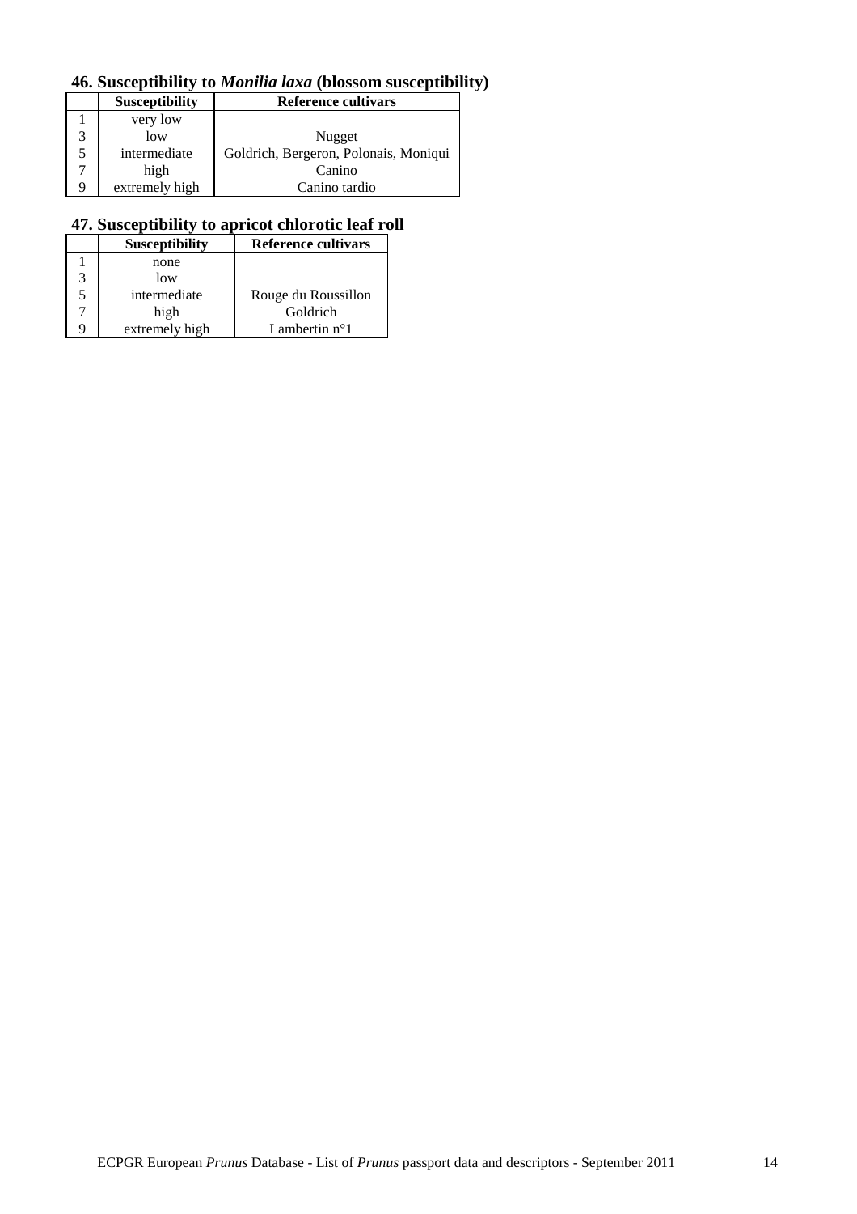### 46. Susceptibility to *Monilia laxa* (blossom susceptibility)

| | Susceptibility | Reference cultivars |
|---|---|---|
| 1 | very low | |
| 3 | low | Nugget |
| 5 | intermediate | Goldrich, Bergeron, Polonais, Moniqui |
| 7 | high | Canino |
| 9 | extremely high | Canino tardio |

### 47. Susceptibility to apricot chlorotic leaf roll

| | Susceptibility | Reference cultivars |
|---|---|---|
| 1 | none | |
| 3 | low | |
| 5 | intermediate | Rouge du Roussillon |
| 7 | high | Goldrich |
| 9 | extremely high | Lambertin n°1 |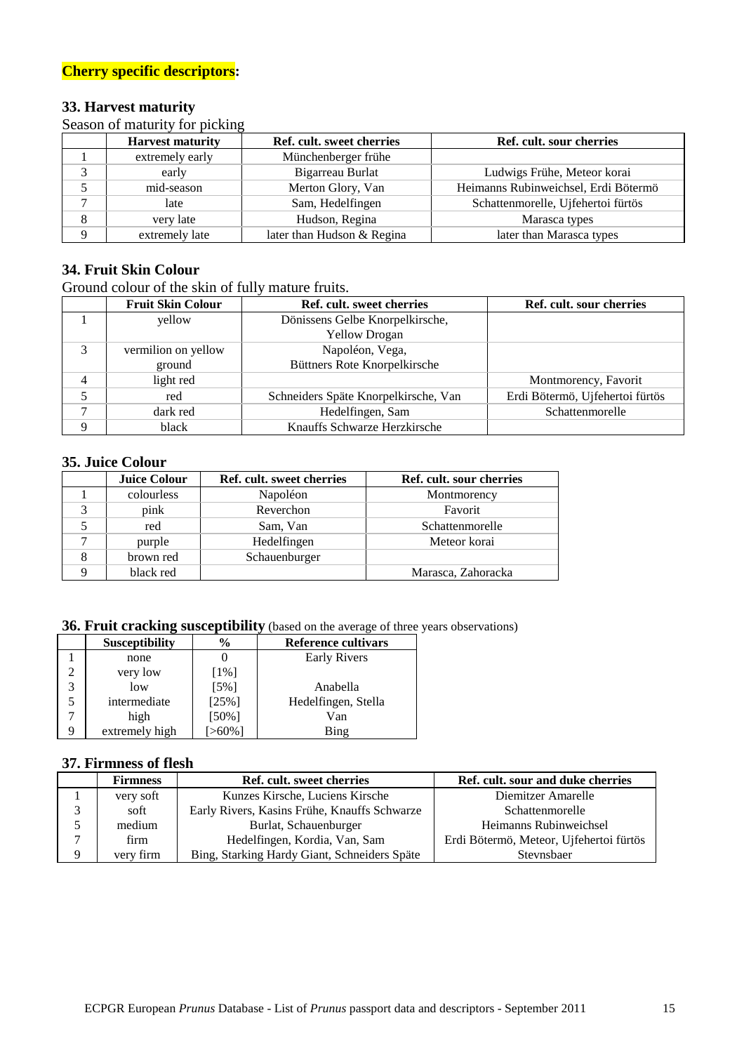**Cherry specific descriptors:**

### 33. Harvest maturity

Season of maturity for picking

| | Harvest maturity | Ref. cult. sweet cherries | Ref. cult. sour cherries |
|---|---|---|---|
| 1 | extremely early | Münchenberger frühe | |
| 3 | early | Bigarreau Burlat | Ludwigs Frühe, Meteor korai |
| 5 | mid-season | Merton Glory, Van | Heimanns Rubinweichsel, Erdi Bötermö |
| 7 | late | Sam, Hedelfingen | Schattenmorelle, Ujfehertoi fürtös |
| 8 | very late | Hudson, Regina | Marasca types |
| 9 | extremely late | later than Hudson & Regina | later than Marasca types |

### 34. Fruit Skin Colour

Ground colour of the skin of fully mature fruits.

| | Fruit Skin Colour | Ref. cult. sweet cherries | Ref. cult. sour cherries |
|---|---|---|---|
| 1 | yellow | Dönissens Gelbe Knorpelkirsche, Yellow Drogan | |
| 3 | vermilion on yellow ground | Napoléon, Vega, Büttners Rote Knorpelkirsche | |
| 4 | light red | | Montmorency, Favorit |
| 5 | red | Schneiders Späte Knorpelkirsche, Van | Erdi Bötermö, Ujfehertoi fürtös |
| 7 | dark red | Hedelfingen, Sam | Schattenmorelle |
| 9 | black | Knauffs Schwarze Herzkirsche | |

### 35. Juice Colour

| | Juice Colour | Ref. cult. sweet cherries | Ref. cult. sour cherries |
|---|---|---|---|
| 1 | colourless | Napoléon | Montmorency |
| 3 | pink | Reverchon | Favorit |
| 5 | red | Sam, Van | Schattenmorelle |
| 7 | purple | Hedelfingen | Meteor korai |
| 8 | brown red | Schauenburger | |
| 9 | black red | | Marasca, Zahoracka |

### 36. Fruit cracking susceptibility (based on the average of three years observations)

| | Susceptibility | % | Reference cultivars |
|---|---|---|---|
| 1 | none | 0 | Early Rivers |
| 2 | very low | [1%] | |
| 3 | low | [5%] | Anabella |
| 5 | intermediate | [25%] | Hedelfingen, Stella |
| 7 | high | [50%] | Van |
| 9 | extremely high | [>60%] | Bing |

### 37. Firmness of flesh

| | Firmness | Ref. cult. sweet cherries | Ref. cult. sour and duke cherries |
|---|---|---|---|
| 1 | very soft | Kunzes Kirsche, Luciens Kirsche | Diemitzer Amarelle |
| 3 | soft | Early Rivers, Kasins Frühe, Knauffs Schwarze | Schattenmorelle |
| 5 | medium | Burlat, Schauenburger | Heimanns Rubinweichsel |
| 7 | firm | Hedelfingen, Kordia, Van, Sam | Erdi Bötermö, Meteor, Ujfehertoi fürtös |
| 9 | very firm | Bing, Starking Hardy Giant, Schneiders Späte | Stevnsbaer |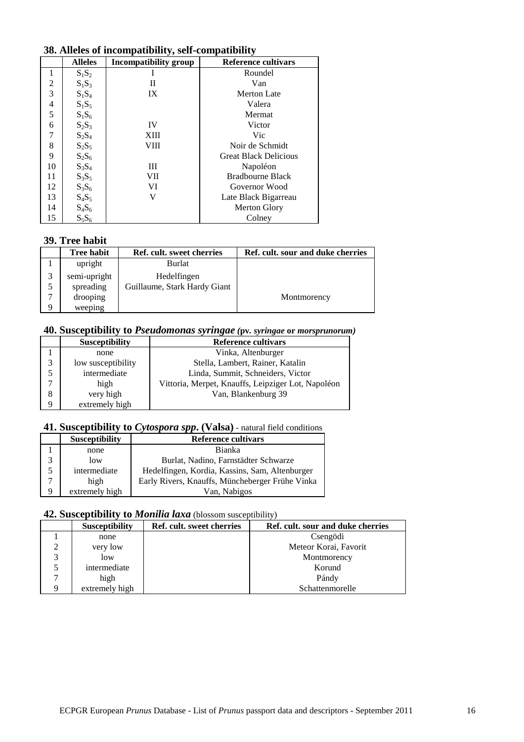### 38. Alleles of incompatibility, self-compatibility

| | Alleles | Incompatibility group | Reference cultivars |
|---|---|---|---|
| 1 | $S_1S_2$ | I | Roundel |
| 2 | $S_1S_3$ | II | Van |
| 3 | $S_1S_4$ | IX | Merton Late |
| 4 | $S_1S_5$ | | Valera |
| 5 | $S_1S_6$ | | Mermat |
| 6 | $S_2S_3$ | IV | Victor |
| 7 | $S_2S_4$ | XIII | Vic |
| 8 | $S_2S_5$ | VIII | Noir de Schmidt |
| 9 | $S_2S_6$ | | Great Black Delicious |
| 10 | $S_3S_4$ | III | Napoléon |
| 11 | $S_3S_5$ | VII | Bradbourne Black |
| 12 | $S_3S_6$ | VI | Governor Wood |
| 13 | $S_4S_5$ | V | Late Black Bigarreau |
| 14 | $S_4S_6$ | | Merton Glory |
| 15 | $S_5S_6$ | | Colney |

### 39. Tree habit

| | Tree habit | Ref. cult. sweet cherries | Ref. cult. sour and duke cherries |
|---|---|---|---|
| 1 | upright | Burlat | |
| 3 | semi-upright | Hedelfingen | |
| 5 | spreading | Guillaume, Stark Hardy Giant | |
| 7 | drooping | | Montmorency |
| 9 | weeping | | |

### 40. Susceptibility to *Pseudomonas syringae* (pv. *syringae* or *morsprunorum*)

| | Susceptibility | Reference cultivars |
|---|---|---|
| 1 | none | Vinka, Altenburger |
| 3 | low susceptibility | Stella, Lambert, Rainer, Katalin |
| 5 | intermediate | Linda, Summit, Schneiders, Victor |
| 7 | high | Vittoria, Merpet, Knauffs, Leipziger Lot, Napoléon |
| 8 | very high | Van, Blankenburg 39 |
| 9 | extremely high | |

### 41. Susceptibility to *Cytospora spp*. (Valsa) - natural field conditions

| | Susceptibility | Reference cultivars |
|---|---|---|
| 1 | none | Bianka |
| 3 | low | Burlat, Nadino, Farnstädter Schwarze |
| 5 | intermediate | Hedelfingen, Kordia, Kassins, Sam, Altenburger |
| 7 | high | Early Rivers, Knauffs, Müncheberger Frühe Vinka |
| 9 | extremely high | Van, Nabigos |

### 42. Susceptibility to *Monilia laxa* (blossom susceptibility)

| | Susceptibility | Ref. cult. sweet cherries | Ref. cult. sour and duke cherries |
|---|---|---|---|
| 1 | none | | Csengödi |
| 2 | very low | | Meteor Korai, Favorit |
| 3 | low | | Montmorency |
| 5 | intermediate | | Korund |
| 7 | high | | Pándy |
| 9 | extremely high | | Schattenmorelle |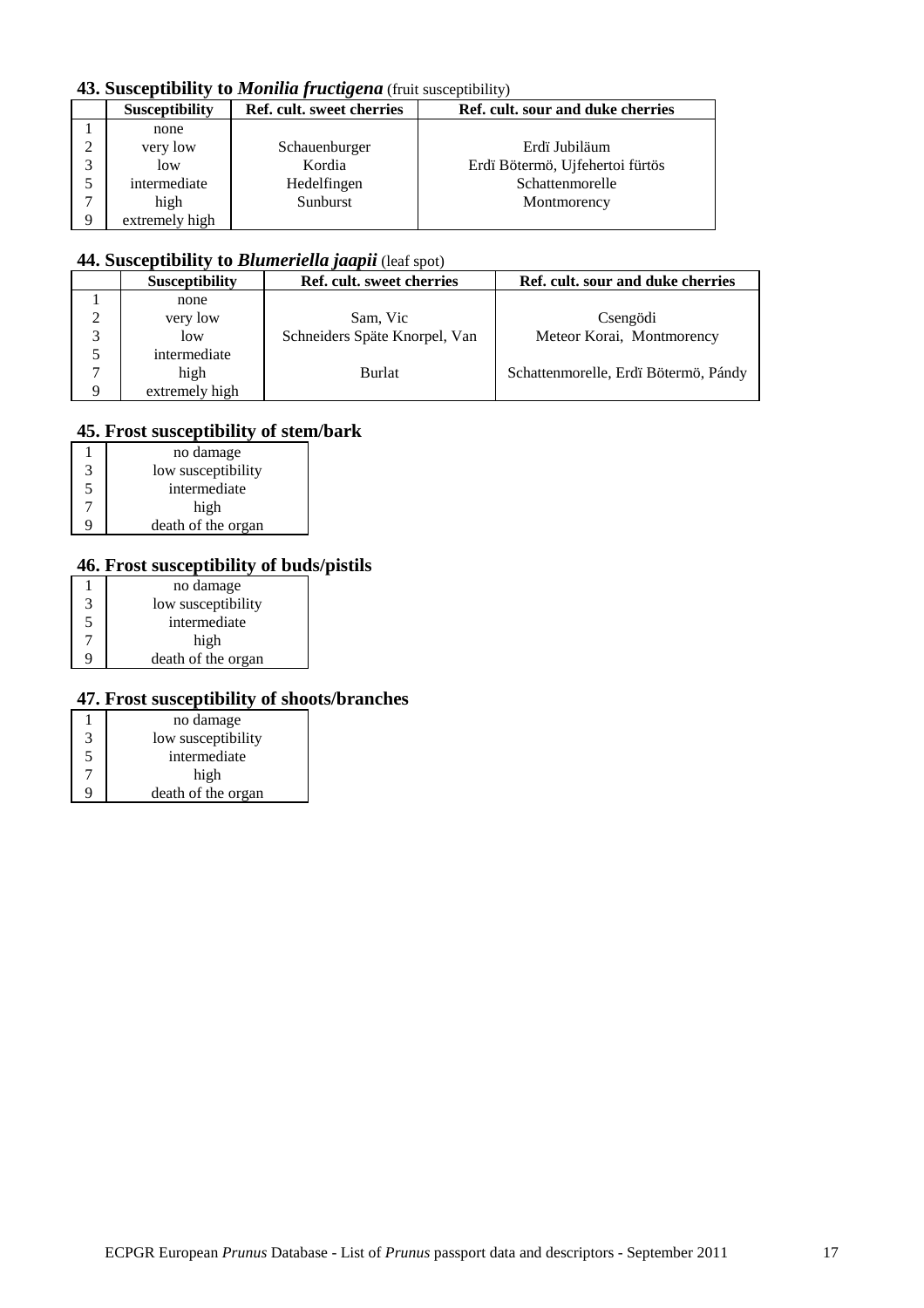### 43. Susceptibility to *Monilia fructigena* (fruit susceptibility)

| | Susceptibility | Ref. cult. sweet cherries | Ref. cult. sour and duke cherries |
|---|---|---|---|
| 1 | none | | |
| 2 | very low | Schauenburger | Erdï Jubiläum |
| 3 | low | Kordia | Erdï Bötermö, Ujfehertoi fürtös |
| 5 | intermediate | Hedelfingen | Schattenmorelle |
| 7 | high | Sunburst | Montmorency |
| 9 | extremely high | | |

### 44. Susceptibility to *Blumeriella jaapii* (leaf spot)

| | Susceptibility | Ref. cult. sweet cherries | Ref. cult. sour and duke cherries |
|---|---|---|---|
| 1 | none | | |
| 2 | very low | Sam, Vic | Csengödi |
| 3 | low | Schneiders Späte Knorpel, Van | Meteor Korai, Montmorency |
| 5 | intermediate | | |
| 7 | high | Burlat | Schattenmorelle, Erdï Bötermö, Pándy |
| 9 | extremely high | | |

### 45. Frost susceptibility of stem/bark

| | |
|---|---|
| 1 | no damage |
| 3 | low susceptibility |
| 5 | intermediate |
| 7 | high |
| 9 | death of the organ |

### 46. Frost susceptibility of buds/pistils

| | |
|---|---|
| 1 | no damage |
| 3 | low susceptibility |
| 5 | intermediate |
| 7 | high |
| 9 | death of the organ |

### 47. Frost susceptibility of shoots/branches

| | |
|---|---|
| 1 | no damage |
| 3 | low susceptibility |
| 5 | intermediate |
| 7 | high |
| 9 | death of the organ |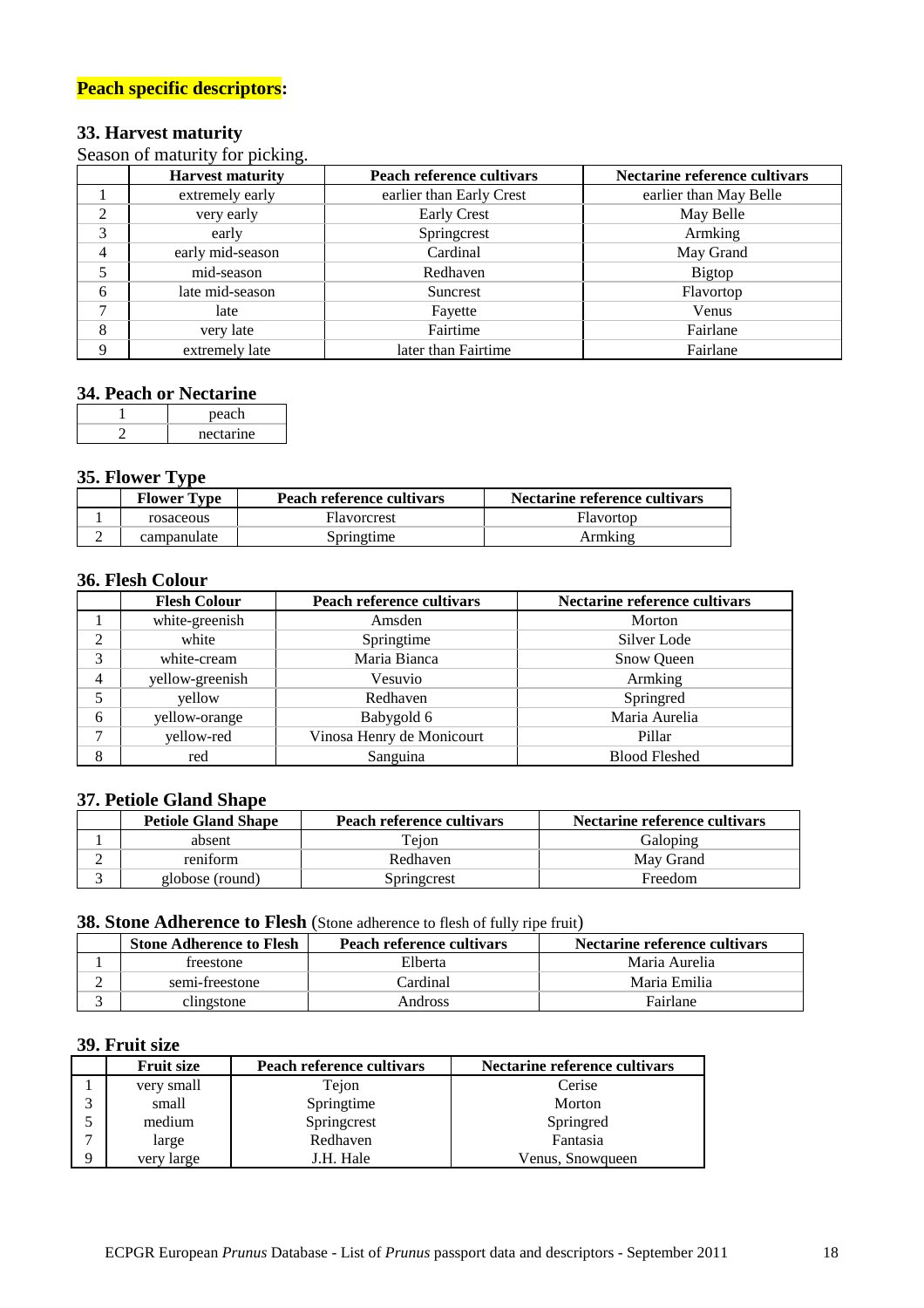**Peach specific descriptors:**

### 33. Harvest maturity

Season of maturity for picking.

| | Harvest maturity | Peach reference cultivars | Nectarine reference cultivars |
|---|---|---|---|
| 1 | extremely early | earlier than Early Crest | earlier than May Belle |
| 2 | very early | Early Crest | May Belle |
| 3 | early | Springcrest | Armking |
| 4 | early mid-season | Cardinal | May Grand |
| 5 | mid-season | Redhaven | Bigtop |
| 6 | late mid-season | Suncrest | Flavortop |
| 7 | late | Fayette | Venus |
| 8 | very late | Fairtime | Fairlane |
| 9 | extremely late | later than Fairtime | Fairlane |

### 34. Peach or Nectarine

| | |
|---|---|
| 1 | peach |
| 2 | nectarine |

### 35. Flower Type

| | Flower Type | Peach reference cultivars | Nectarine reference cultivars |
|---|---|---|---|
| 1 | rosaceous | Flavorcrest | Flavortop |
| 2 | campanulate | Springtime | Armking |

### 36. Flesh Colour

| | Flesh Colour | Peach reference cultivars | Nectarine reference cultivars |
|---|---|---|---|
| 1 | white-greenish | Amsden | Morton |
| 2 | white | Springtime | Silver Lode |
| 3 | white-cream | Maria Bianca | Snow Queen |
| 4 | yellow-greenish | Vesuvio | Armking |
| 5 | yellow | Redhaven | Springred |
| 6 | yellow-orange | Babygold 6 | Maria Aurelia |
| 7 | yellow-red | Vinosa Henry de Monicourt | Pillar |
| 8 | red | Sanguina | Blood Fleshed |

### 37. Petiole Gland Shape

| | Petiole Gland Shape | Peach reference cultivars | Nectarine reference cultivars |
|---|---|---|---|
| 1 | absent | Tejon | Galoping |
| 2 | reniform | Redhaven | May Grand |
| 3 | globose (round) | Springcrest | Freedom |

### 38. Stone Adherence to Flesh (Stone adherence to flesh of fully ripe fruit)

| | Stone Adherence to Flesh | Peach reference cultivars | Nectarine reference cultivars |
|---|---|---|---|
| 1 | freestone | Elberta | Maria Aurelia |
| 2 | semi-freestone | Cardinal | Maria Emilia |
| 3 | clingstone | Andross | Fairlane |

### 39. Fruit size

| | Fruit size | Peach reference cultivars | Nectarine reference cultivars |
|---|---|---|---|
| 1 | very small | Tejon | Cerise |
| 3 | small | Springtime | Morton |
| 5 | medium | Springcrest | Springred |
| 7 | large | Redhaven | Fantasia |
| 9 | very large | J.H. Hale | Venus, Snowqueen |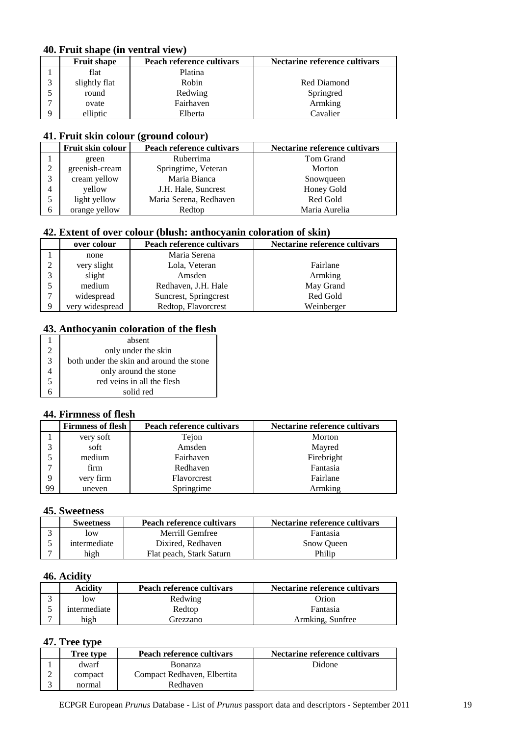### 40. Fruit shape (in ventral view)

| | Fruit shape | Peach reference cultivars | Nectarine reference cultivars |
|---|---|---|---|
| 1 | flat | Platina | |
| 3 | slightly flat | Robin | Red Diamond |
| 5 | round | Redwing | Springred |
| 7 | ovate | Fairhaven | Armking |
| 9 | elliptic | Elberta | Cavalier |

### 41. Fruit skin colour (ground colour)

| | Fruit skin colour | Peach reference cultivars | Nectarine reference cultivars |
|---|---|---|---|
| 1 | green | Ruberrima | Tom Grand |
| 2 | greenish-cream | Springtime, Veteran | Morton |
| 3 | cream yellow | Maria Bianca | Snowqueen |
| 4 | yellow | J.H. Hale, Suncrest | Honey Gold |
| 5 | light yellow | Maria Serena, Redhaven | Red Gold |
| 6 | orange yellow | Redtop | Maria Aurelia |

### 42. Extent of over colour (blush: anthocyanin coloration of skin)

| | over colour | Peach reference cultivars | Nectarine reference cultivars |
|---|---|---|---|
| 1 | none | Maria Serena | |
| 2 | very slight | Lola, Veteran | Fairlane |
| 3 | slight | Amsden | Armking |
| 5 | medium | Redhaven, J.H. Hale | May Grand |
| 7 | widespread | Suncrest, Springcrest | Red Gold |
| 9 | very widespread | Redtop, Flavorcrest | Weinberger |

### 43. Anthocyanin coloration of the flesh

| | |
|---|---|
| 1 | absent |
| 2 | only under the skin |
| 3 | both under the skin and around the stone |
| 4 | only around the stone |
| 5 | red veins in all the flesh |
| 6 | solid red |

### 44. Firmness of flesh

| | Firmness of flesh | Peach reference cultivars | Nectarine reference cultivars |
|---|---|---|---|
| 1 | very soft | Tejon | Morton |
| 3 | soft | Amsden | Mayred |
| 5 | medium | Fairhaven | Firebright |
| 7 | firm | Redhaven | Fantasia |
| 9 | very firm | Flavorcrest | Fairlane |
| 99 | uneven | Springtime | Armking |

### 45. Sweetness

| | Sweetness | Peach reference cultivars | Nectarine reference cultivars |
|---|---|---|---|
| 3 | low | Merrill Gemfree | Fantasia |
| 5 | intermediate | Dixired, Redhaven | Snow Queen |
| 7 | high | Flat peach, Stark Saturn | Philip |

### 46. Acidity

| | Acidity | Peach reference cultivars | Nectarine reference cultivars |
|---|---|---|---|
| 3 | low | Redwing | Orion |
| 5 | intermediate | Redtop | Fantasia |
| 7 | high | Grezzano | Armking, Sunfree |

### 47. Tree type

| | Tree type | Peach reference cultivars | Nectarine reference cultivars |
|---|---|---|---|
| 1 | dwarf | Bonanza | Didone |
| 2 | compact | Compact Redhaven, Elbertita | |
| 3 | normal | Redhaven | |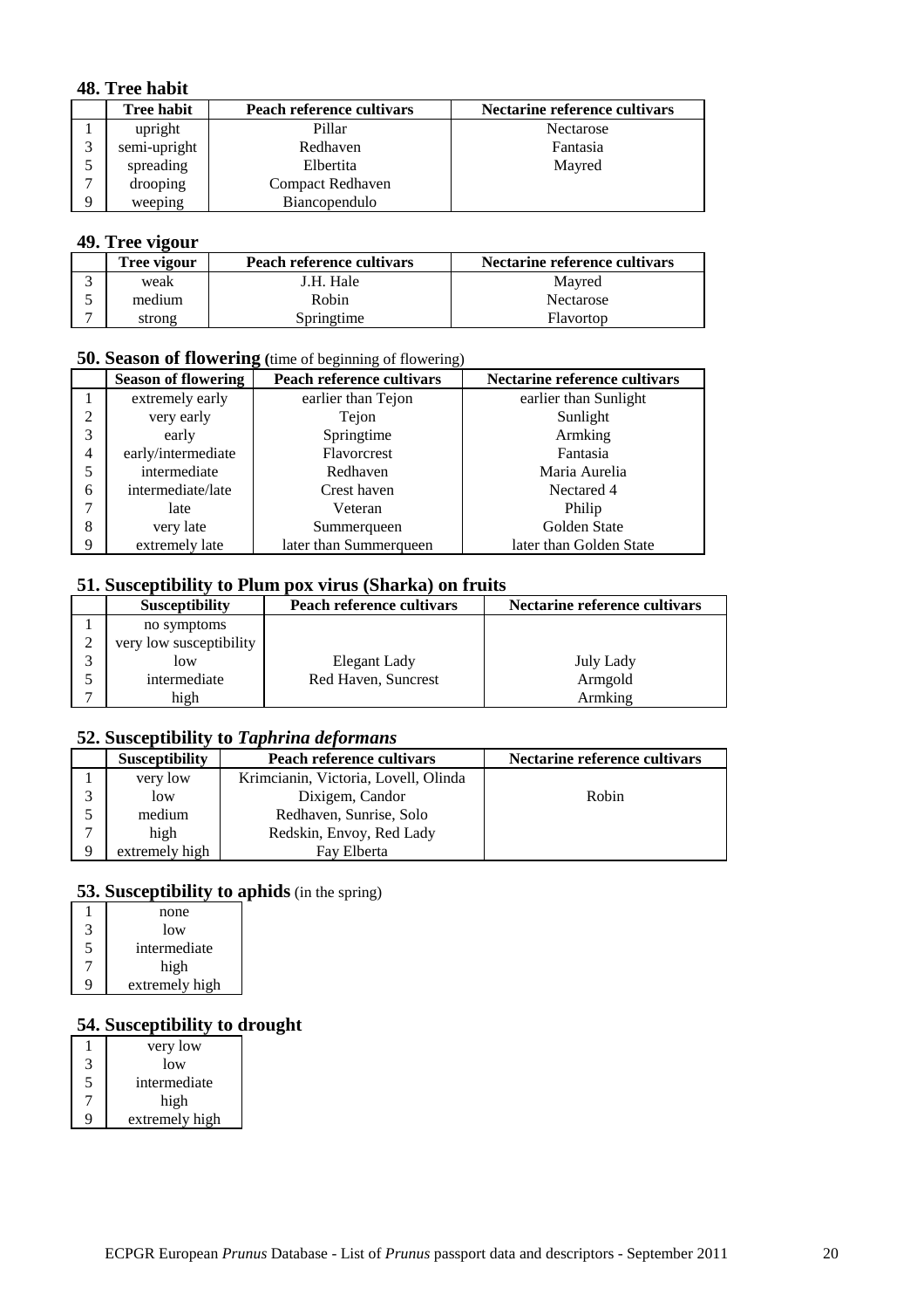#### 48. Tree habit

| | Tree habit | Peach reference cultivars | Nectarine reference cultivars |
|---|---|---|---|
| 1 | upright | Pillar | Nectarose |
| 3 | semi-upright | Redhaven | Fantasia |
| 5 | spreading | Elbertita | Mayred |
| 7 | drooping | Compact Redhaven | |
| 9 | weeping | Biancopendulo | |

#### 49. Tree vigour

| | Tree vigour | Peach reference cultivars | Nectarine reference cultivars |
|---|---|---|---|
| 3 | weak | J.H. Hale | Mayred |
| 5 | medium | Robin | Nectarose |
| 7 | strong | Springtime | Flavortop |

#### 50. Season of flowering (time of beginning of flowering)

| | Season of flowering | Peach reference cultivars | Nectarine reference cultivars |
|---|---|---|---|
| 1 | extremely early | earlier than Tejon | earlier than Sunlight |
| 2 | very early | Tejon | Sunlight |
| 3 | early | Springtime | Armking |
| 4 | early/intermediate | Flavorcrest | Fantasia |
| 5 | intermediate | Redhaven | Maria Aurelia |
| 6 | intermediate/late | Crest haven | Nectared 4 |
| 7 | late | Veteran | Philip |
| 8 | very late | Summerqueen | Golden State |
| 9 | extremely late | later than Summerqueen | later than Golden State |

#### 51. Susceptibility to Plum pox virus (Sharka) on fruits

| | Susceptibility | Peach reference cultivars | Nectarine reference cultivars |
|---|---|---|---|
| 1 | no symptoms | | |
| 2 | very low susceptibility | | |
| 3 | low | Elegant Lady | July Lady |
| 5 | intermediate | Red Haven, Suncrest | Armgold |
| 7 | high | | Armking |

#### 52. Susceptibility to *Taphrina deformans*

| | Susceptibility | Peach reference cultivars | Nectarine reference cultivars |
|---|---|---|---|
| 1 | very low | Krimcianin, Victoria, Lovell, Olinda | |
| 3 | low | Dixigem, Candor | Robin |
| 5 | medium | Redhaven, Sunrise, Solo | |
| 7 | high | Redskin, Envoy, Red Lady | |
| 9 | extremely high | Fay Elberta | |

#### 53. Susceptibility to aphids (in the spring)

| | |
|---|---|
| 1 | none |
| 3 | low |
| 5 | intermediate |
| 7 | high |
| 9 | extremely high |

#### 54. Susceptibility to drought

| | |
|---|---|
| 1 | very low |
| 3 | low |
| 5 | intermediate |
| 7 | high |
| 9 | extremely high |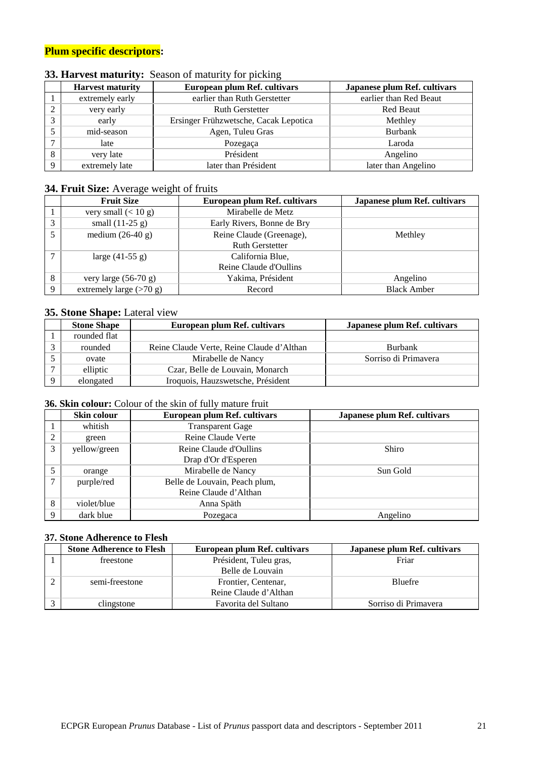**Plum specific descriptors:**

**33. Harvest maturity:** Season of maturity for picking

| | Harvest maturity | European plum Ref. cultivars | Japanese plum Ref. cultivars |
|---|---|---|---|
| 1 | extremely early | earlier than Ruth Gerstetter | earlier than Red Beaut |
| 2 | very early | Ruth Gerstetter | Red Beaut |
| 3 | early | Ersinger Frühzwetsche, Cacak Lepotica | Methley |
| 5 | mid-season | Agen, Tuleu Gras | Burbank |
| 7 | late | Pozegaça | Laroda |
| 8 | very late | Président | Angelino |
| 9 | extremely late | later than Président | later than Angelino |

**34. Fruit Size:** Average weight of fruits

| | Fruit Size | European plum Ref. cultivars | Japanese plum Ref. cultivars |
|---|---|---|---|
| 1 | very small (< 10 g) | Mirabelle de Metz | |
| 3 | small (11-25 g) | Early Rivers, Bonne de Bry | |
| 5 | medium (26-40 g) | Reine Claude (Greenage), Ruth Gerstetter | Methley |
| 7 | large (41-55 g) | California Blue, Reine Claude d'Oullins | |
| 8 | very large (56-70 g) | Yakima, Président | Angelino |
| 9 | extremely large (>70 g) | Record | Black Amber |

**35. Stone Shape:** Lateral view

| | Stone Shape | European plum Ref. cultivars | Japanese plum Ref. cultivars |
|---|---|---|---|
| 1 | rounded flat | | |
| 3 | rounded | Reine Claude Verte, Reine Claude d'Althan | Burbank |
| 5 | ovate | Mirabelle de Nancy | Sorriso di Primavera |
| 7 | elliptic | Czar, Belle de Louvain, Monarch | |
| 9 | elongated | Iroquois, Hauzswetsche, Président | |

**36. Skin colour:** Colour of the skin of fully mature fruit

| | Skin colour | European plum Ref. cultivars | Japanese plum Ref. cultivars |
|---|---|---|---|
| 1 | whitish | Transparent Gage | |
| 2 | green | Reine Claude Verte | |
| 3 | yellow/green | Reine Claude d'Oullins Drap d'Or d'Esperen | Shiro |
| 5 | orange | Mirabelle de Nancy | Sun Gold |
| 7 | purple/red | Belle de Louvain, Peach plum, Reine Claude d'Althan | |
| 8 | violet/blue | Anna Späth | |
| 9 | dark blue | Pozegaca | Angelino |

**37. Stone Adherence to Flesh**

| | Stone Adherence to Flesh | European plum Ref. cultivars | Japanese plum Ref. cultivars |
|---|---|---|---|
| 1 | freestone | Président, Tuleu gras, Belle de Louvain | Friar |
| 2 | semi-freestone | Frontier, Centenar, Reine Claude d'Althan | Bluefre |
| 3 | clingstone | Favorita del Sultano | Sorriso di Primavera |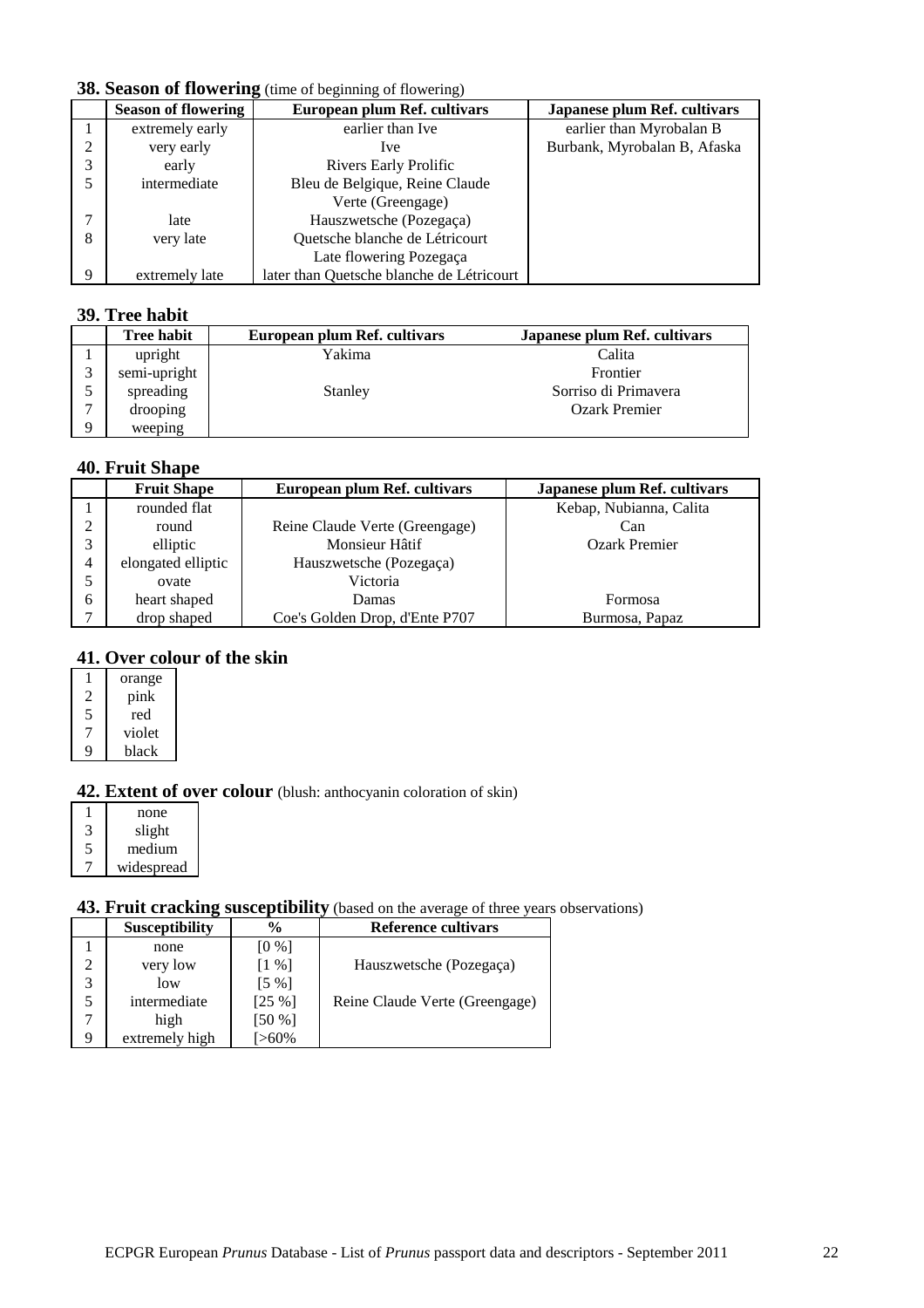### 38. Season of flowering (time of beginning of flowering)

| | Season of flowering | European plum Ref. cultivars | Japanese plum Ref. cultivars |
|---|---|---|---|
| 1 | extremely early | earlier than Ive | earlier than Myrobalan B |
| 2 | very early | Ive | Burbank, Myrobalan B, Afaska |
| 3 | early | Rivers Early Prolific | |
| 5 | intermediate | Bleu de Belgique, Reine Claude Verte (Greengage) | |
| 7 | late | Hauszwetsche (Pozegaça) | |
| 8 | very late | Quetsche blanche de Létricourt Late flowering Pozegaça | |
| 9 | extremely late | later than Quetsche blanche de Létricourt | |

### 39. Tree habit

| | Tree habit | European plum Ref. cultivars | Japanese plum Ref. cultivars |
|---|---|---|---|
| 1 | upright | Yakima | Calita |
| 3 | semi-upright | | Frontier |
| 5 | spreading | Stanley | Sorriso di Primavera |
| 7 | drooping | | Ozark Premier |
| 9 | weeping | | |

### 40. Fruit Shape

| | Fruit Shape | European plum Ref. cultivars | Japanese plum Ref. cultivars |
|---|---|---|---|
| 1 | rounded flat | | Kebap, Nubianna, Calita |
| 2 | round | Reine Claude Verte (Greengage) | Can |
| 3 | elliptic | Monsieur Hâtif | Ozark Premier |
| 4 | elongated elliptic | Hauszwetsche (Pozegaça) | |
| 5 | ovate | Victoria | |
| 6 | heart shaped | Damas | Formosa |
| 7 | drop shaped | Coe's Golden Drop, d'Ente P707 | Burmosa, Papaz |

### 41. Over colour of the skin

| | |
|---|---|
| 1 | orange |
| 2 | pink |
| 5 | red |
| 7 | violet |
| 9 | black |

### 42. Extent of over colour (blush: anthocyanin coloration of skin)

| | |
|---|---|
| 1 | none |
| 3 | slight |
| 5 | medium |
| 7 | widespread |

### 43. Fruit cracking susceptibility (based on the average of three years observations)

| | Susceptibility | % | Reference cultivars |
|---|---|---|---|
| 1 | none | [0 %] | |
| 2 | very low | [1 %] | Hauszwetsche (Pozegaça) |
| 3 | low | [5 %] | |
| 5 | intermediate | [25 %] | Reine Claude Verte (Greengage) |
| 7 | high | [50 %] | |
| 9 | extremely high | [>60% | |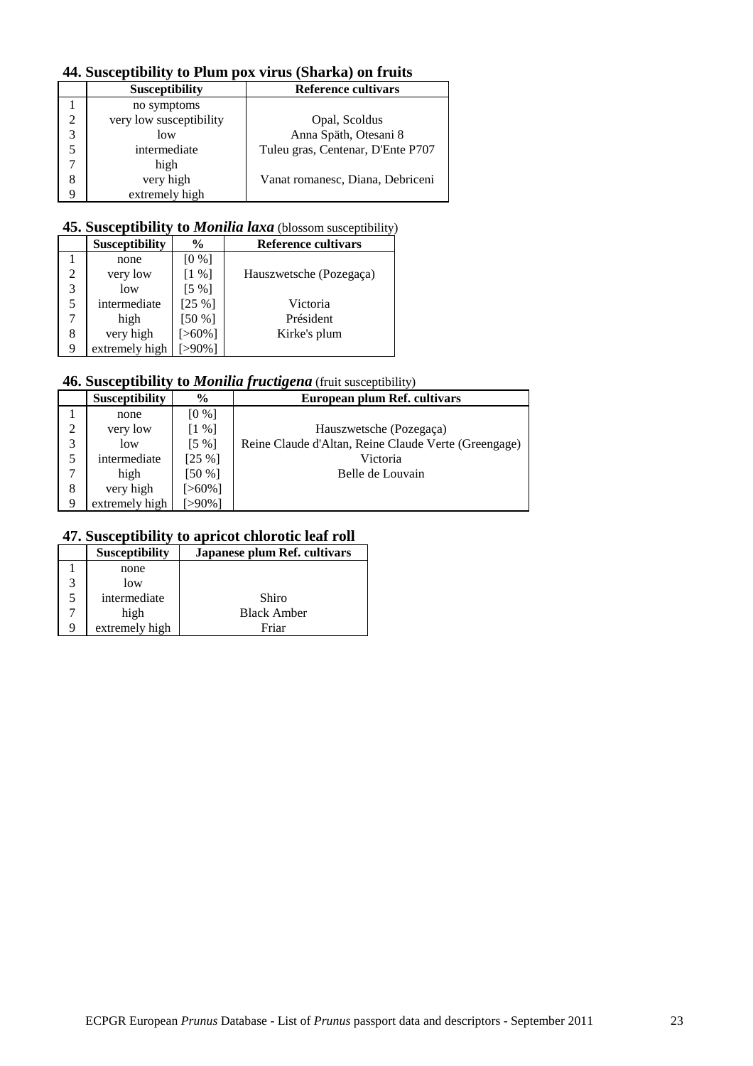### 44. Susceptibility to Plum pox virus (Sharka) on fruits

| | Susceptibility | Reference cultivars |
|---|---|---|
| 1 | no symptoms | |
| 2 | very low susceptibility | Opal, Scoldus |
| 3 | low | Anna Späth, Otesani 8 |
| 5 | intermediate | Tuleu gras, Centenar, D'Ente P707 |
| 7 | high | |
| 8 | very high | Vanat romanesc, Diana, Debriceni |
| 9 | extremely high | |

### 45. Susceptibility to *Monilia laxa* (blossom susceptibility)

| | Susceptibility | % | Reference cultivars |
|---|---|---|---|
| 1 | none | [0 %] | |
| 2 | very low | [1 %] | Hauszwetsche (Pozegaça) |
| 3 | low | [5 %] | |
| 5 | intermediate | [25 %] | Victoria |
| 7 | high | [50 %] | Président |
| 8 | very high | [>60%] | Kirke's plum |
| 9 | extremely high | [>90%] | |

### 46. Susceptibility to *Monilia fructigena* (fruit susceptibility)

| | Susceptibility | % | European plum Ref. cultivars |
|---|---|---|---|
| 1 | none | [0 %] | |
| 2 | very low | [1 %] | Hauszwetsche (Pozegaça) |
| 3 | low | [5 %] | Reine Claude d'Altan, Reine Claude Verte (Greengage) |
| 5 | intermediate | [25 %] | Victoria |
| 7 | high | [50 %] | Belle de Louvain |
| 8 | very high | [>60%] | |
| 9 | extremely high | [>90%] | |

### 47. Susceptibility to apricot chlorotic leaf roll

| | Susceptibility | Japanese plum Ref. cultivars |
|---|---|---|
| 1 | none | |
| 3 | low | |
| 5 | intermediate | Shiro |
| 7 | high | Black Amber |
| 9 | extremely high | Friar |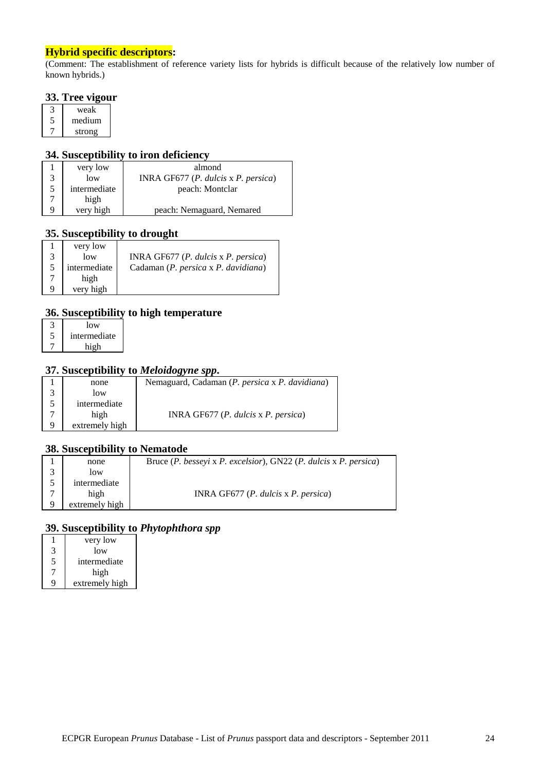**Hybrid specific descriptors**:

(Comment: The establishment of reference variety lists for hybrids is difficult because of the relatively low number of known hybrids.)

### 33. Tree vigour

| | |
|---|---|
| 3 | weak |
| 5 | medium |
| 7 | strong |

### 34. Susceptibility to iron deficiency

| | | |
|---|---|---|
| 1 | very low | almond |
| 3 | low | INRA GF677 (*P. dulcis* x *P. persica*) |
| 5 | intermediate | peach: Montclar |
| 7 | high | |
| 9 | very high | peach: Nemaguard, Nemared |

### 35. Susceptibility to drought

| | | |
|---|---|---|
| 1 | very low | |
| 3 | low | INRA GF677 (*P. dulcis* x *P. persica*) |
| 5 | intermediate | Cadaman (*P. persica* x *P. davidiana*) |
| 7 | high | |
| 9 | very high | |

### 36. Susceptibility to high temperature

| | |
|---|---|
| 3 | low |
| 5 | intermediate |
| 7 | high |

### 37. Susceptibility to *Meloidogyne spp*.

| | | |
|---|---|---|
| 1 | none | Nemaguard, Cadaman (*P. persica* x *P. davidiana*) |
| 3 | low | |
| 5 | intermediate | |
| 7 | high | INRA GF677 (*P. dulcis* x *P. persica*) |
| 9 | extremely high | |

### 38. Susceptibility to Nematode

| | | |
|---|---|---|
| 1 | none | Bruce (*P. besseyi* x *P. excelsior*), GN22 (*P. dulcis* x *P. persica*) |
| 3 | low | |
| 5 | intermediate | |
| 7 | high | INRA GF677 (*P. dulcis* x *P. persica*) |
| 9 | extremely high | |

### 39. Susceptibility to *Phytophthora spp*

| | |
|---|---|
| 1 | very low |
| 3 | low |
| 5 | intermediate |
| 7 | high |
| 9 | extremely high |